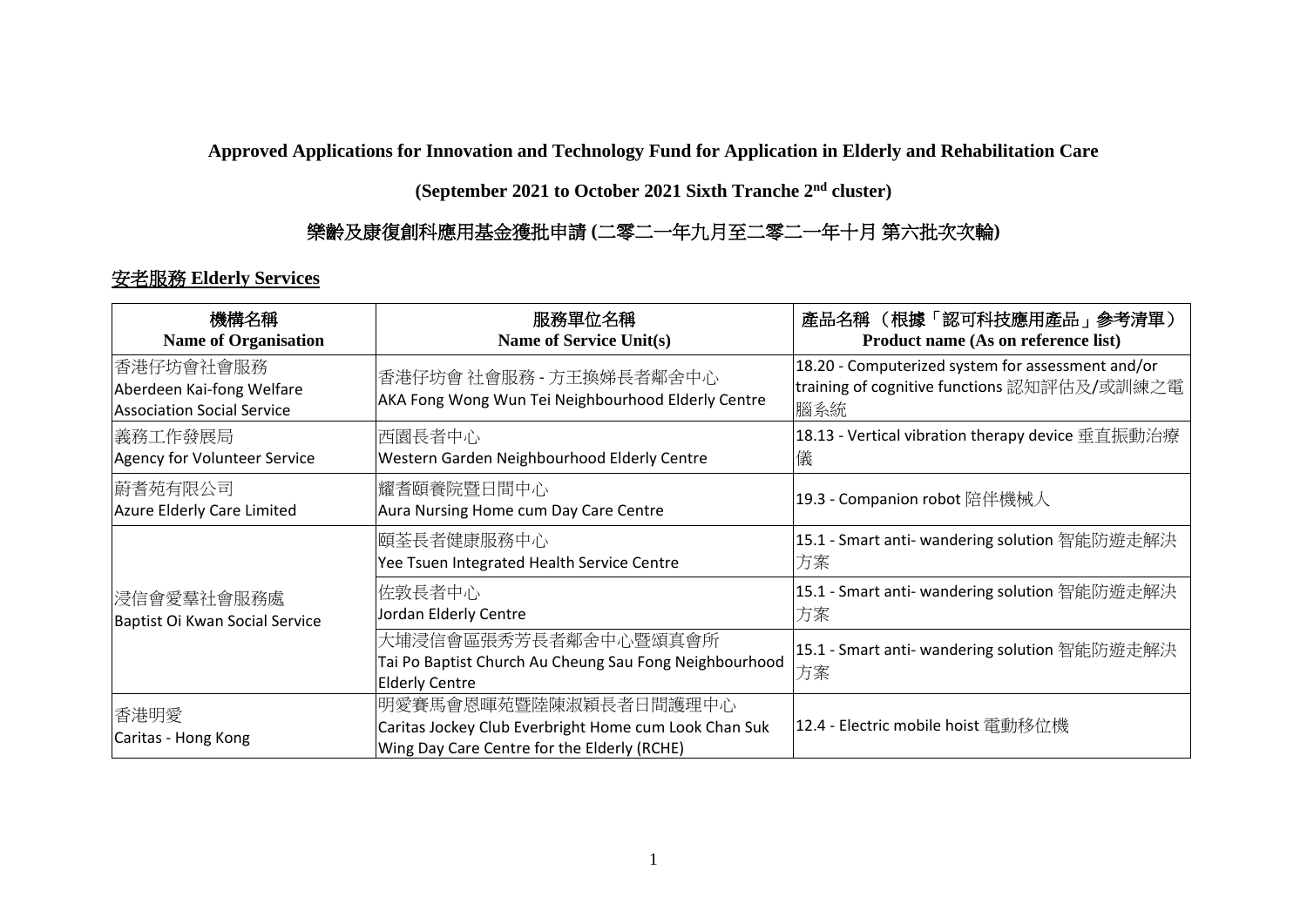## Approved Applications for Innovation and Technology Fund for Application in Elderly and Rehabilitation Care

## (September 2021 to October 2021 Sixth Tranche 2nd cluster)

## 樂齡及康復創科應用基金獲批申請 (二零二一年九月至二零二一年十月 第六批次次輪)

### 安老服務 Elderly Services

| 機構名稱<br>Name of Organisation | 服務單位名稱<br>Name of Service Unit(s) | 產品名稱 （根據「認可科技應用產品」參考清單）<br>Product name (As on reference list) |
|---|---|---|
| 香港仔坊會社會服務<br>Aberdeen Kai-fong Welfare Association Social Service | 香港仔坊會 社會服務 - 方王換娣長者鄰舍中心<br>AKA Fong Wong Wun Tei Neighbourhood Elderly Centre | 18.20 - Computerized system for assessment and/or training of cognitive functions 認知評估及/或訓練之電腦系統 |
| 義務工作發展局<br>Agency for Volunteer Service | 西園長者中心<br>Western Garden Neighbourhood Elderly Centre | 18.13 - Vertical vibration therapy device 垂直振動治療儀 |
| 蔚耆苑有限公司<br>Azure Elderly Care Limited | 耀耆頤養院暨日間中心<br>Aura Nursing Home cum Day Care Centre | 19.3 - Companion robot 陪伴機械人 |
| 浸信會愛羣社會服務處<br>Baptist Oi Kwan Social Service | 頤荃長者健康服務中心<br>Yee Tsuen Integrated Health Service Centre | 15.1 - Smart anti- wandering solution 智能防遊走解決方案 |
| | 佐敦長者中心<br>Jordan Elderly Centre | 15.1 - Smart anti- wandering solution 智能防遊走解決方案 |
| | 大埔浸信會區張秀芳長者鄰舍中心暨頌真會所<br>Tai Po Baptist Church Au Cheung Sau Fong Neighbourhood Elderly Centre | 15.1 - Smart anti- wandering solution 智能防遊走解決方案 |
| 香港明愛<br>Caritas - Hong Kong | 明愛賽馬會恩暉苑暨陸陳淑穎長者日間護理中心<br>Caritas Jockey Club Everbright Home cum Look Chan Suk Wing Day Care Centre for the Elderly (RCHE) | 12.4 - Electric mobile hoist 電動移位機 |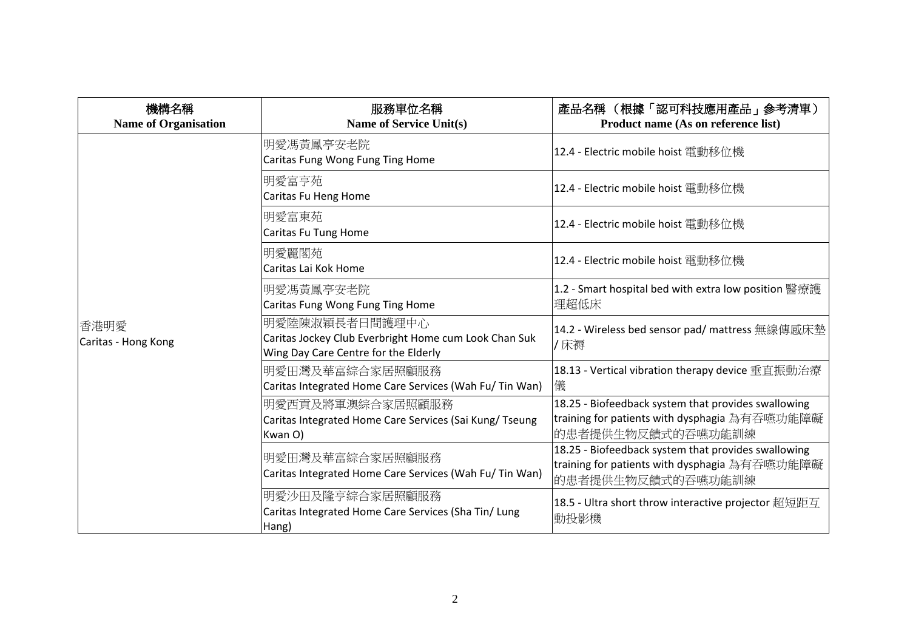| 機構名稱<br>**Name of Organisation** | 服務單位名稱<br>**Name of Service Unit(s)** | 產品名稱 （根據「認可科技應用產品」參考清單）<br>**Product name (As on reference list)** |
|---|---|---|
| 香港明愛<br>Caritas - Hong Kong | 明愛馮黃鳳亭安老院<br>Caritas Fung Wong Fung Ting Home | 12.4 - Electric mobile hoist 電動移位機 |
| | 明愛富亨苑<br>Caritas Fu Heng Home | 12.4 - Electric mobile hoist 電動移位機 |
| | 明愛富東苑<br>Caritas Fu Tung Home | 12.4 - Electric mobile hoist 電動移位機 |
| | 明愛麗閣苑<br>Caritas Lai Kok Home | 12.4 - Electric mobile hoist 電動移位機 |
| | 明愛馮黃鳳亭安老院<br>Caritas Fung Wong Fung Ting Home | 1.2 - Smart hospital bed with extra low position 醫療護理超低床 |
| | 明愛陸陳淑穎長者日間護理中心<br>Caritas Jockey Club Everbright Home cum Look Chan Suk Wing Day Care Centre for the Elderly | 14.2 - Wireless bed sensor pad/ mattress 無線傳感床墊 / 床褥 |
| | 明愛田灣及華富綜合家居照顧服務<br>Caritas Integrated Home Care Services (Wah Fu/ Tin Wan) | 18.13 - Vertical vibration therapy device 垂直振動治療儀 |
| | 明愛西貢及將軍澳綜合家居照顧服務<br>Caritas Integrated Home Care Services (Sai Kung/ Tseung Kwan O) | 18.25 - Biofeedback system that provides swallowing training for patients with dysphagia 為有吞嚥功能障礙的患者提供生物反饋式的吞嚥功能訓練 |
| | 明愛田灣及華富綜合家居照顧服務<br>Caritas Integrated Home Care Services (Wah Fu/ Tin Wan) | 18.25 - Biofeedback system that provides swallowing training for patients with dysphagia 為有吞嚥功能障礙的患者提供生物反饋式的吞嚥功能訓練 |
| | 明愛沙田及隆亨綜合家居照顧服務<br>Caritas Integrated Home Care Services (Sha Tin/ Lung Hang) | 18.5 - Ultra short throw interactive projector 超短距互動投影機 |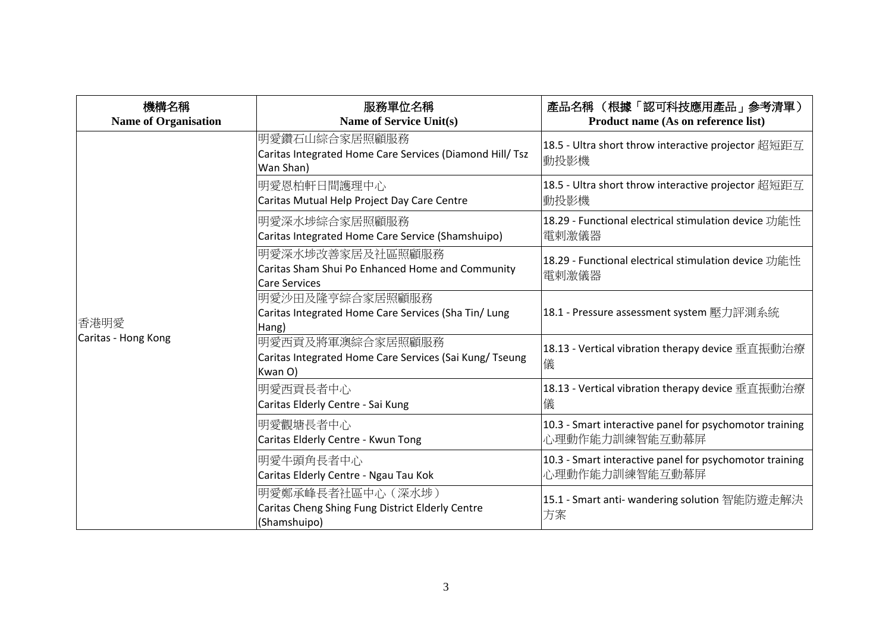| 機構名稱<br>Name of Organisation | 服務單位名稱<br>Name of Service Unit(s) | 產品名稱 （根據「認可科技應用產品」參考清單）<br>Product name (As on reference list) |
| --- | --- | --- |
| 香港明愛<br>Caritas - Hong Kong | 明愛鑽石山綜合家居照顧服務<br>Caritas Integrated Home Care Services (Diamond Hill/ Tsz Wan Shan) | 18.5 - Ultra short throw interactive projector 超短距互動投影機 |
| | 明愛恩柏軒日間護理中心<br>Caritas Mutual Help Project Day Care Centre | 18.5 - Ultra short throw interactive projector 超短距互動投影機 |
| | 明愛深水埗綜合家居照顧服務<br>Caritas Integrated Home Care Service (Shamshuipo) | 18.29 - Functional electrical stimulation device 功能性電刺激儀器 |
| | 明愛深水埗改善家居及社區照顧服務<br>Caritas Sham Shui Po Enhanced Home and Community Care Services | 18.29 - Functional electrical stimulation device 功能性電刺激儀器 |
| | 明愛沙田及隆亨綜合家居照顧服務<br>Caritas Integrated Home Care Services (Sha Tin/ Lung Hang) | 18.1 - Pressure assessment system 壓力評測系統 |
| | 明愛西貢及將軍澳綜合家居照顧服務<br>Caritas Integrated Home Care Services (Sai Kung/ Tseung Kwan O) | 18.13 - Vertical vibration therapy device 垂直振動治療儀 |
| | 明愛西貢長者中心<br>Caritas Elderly Centre - Sai Kung | 18.13 - Vertical vibration therapy device 垂直振動治療儀 |
| | 明愛觀塘長者中心<br>Caritas Elderly Centre - Kwun Tong | 10.3 - Smart interactive panel for psychomotor training 心理動作能力訓練智能互動幕屏 |
| | 明愛牛頭角長者中心<br>Caritas Elderly Centre - Ngau Tau Kok | 10.3 - Smart interactive panel for psychomotor training 心理動作能力訓練智能互動幕屏 |
| | 明愛鄭承峰長者社區中心（深水埗）<br>Caritas Cheng Shing Fung District Elderly Centre (Shamshuipo) | 15.1 - Smart anti- wandering solution 智能防遊走解決方案 |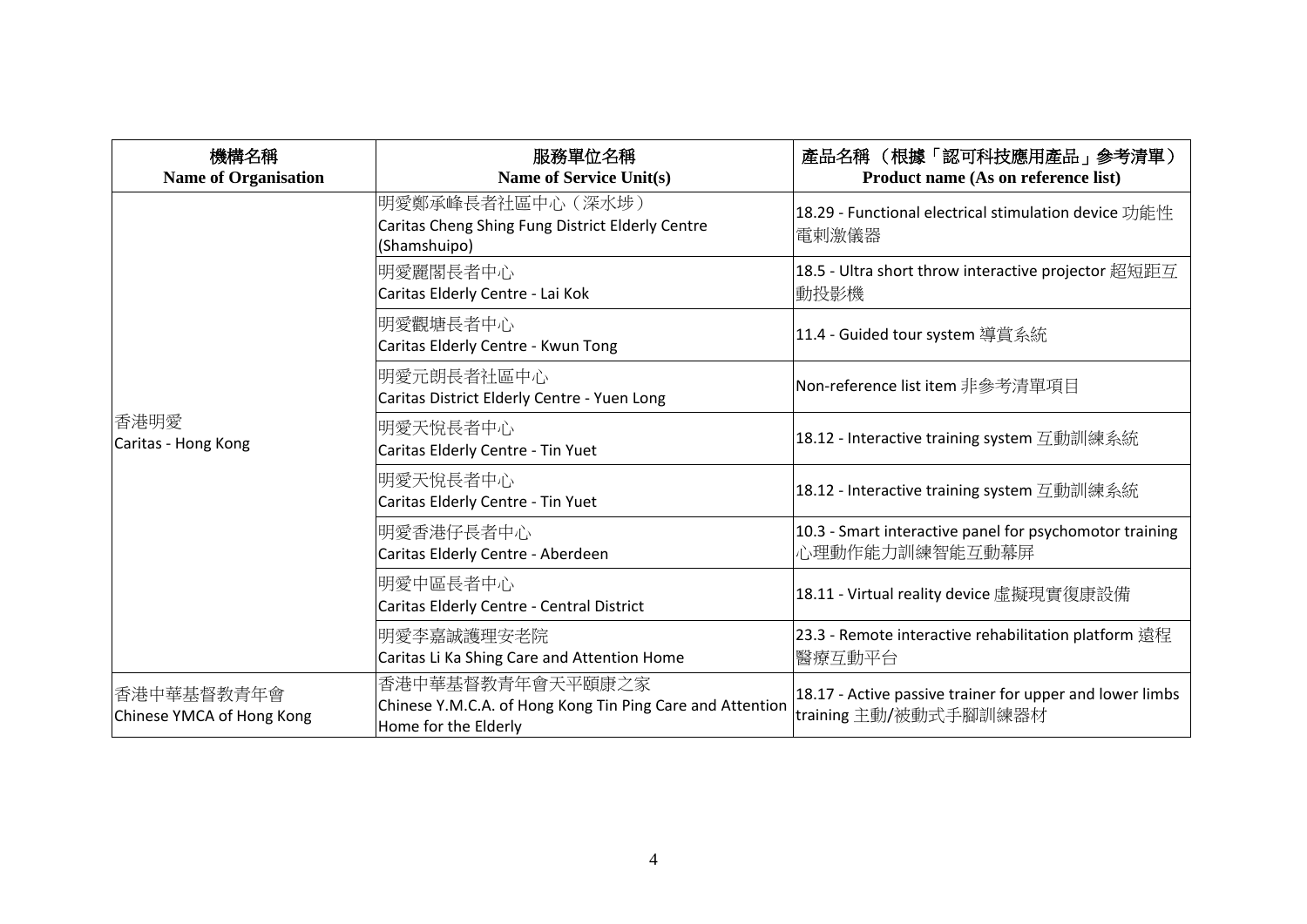| 機構名稱<br>Name of Organisation | 服務單位名稱<br>Name of Service Unit(s) | 產品名稱 （根據「認可科技應用產品」參考清單）<br>Product name (As on reference list) |
|---|---|---|
| 香港明愛<br>Caritas - Hong Kong | 明愛鄭承峰長者社區中心（深水埗）<br>Caritas Cheng Shing Fung District Elderly Centre (Shamshuipo) | 18.29 - Functional electrical stimulation device 功能性電刺激儀器 |
| | 明愛麗閣長者中心<br>Caritas Elderly Centre - Lai Kok | 18.5 - Ultra short throw interactive projector 超短距互動投影機 |
| | 明愛觀塘長者中心<br>Caritas Elderly Centre - Kwun Tong | 11.4 - Guided tour system 導賞系統 |
| | 明愛元朗長者社區中心<br>Caritas District Elderly Centre - Yuen Long | Non-reference list item 非參考清單項目 |
| | 明愛天悅長者中心<br>Caritas Elderly Centre - Tin Yuet | 18.12 - Interactive training system 互動訓練系統 |
| | 明愛天悅長者中心<br>Caritas Elderly Centre - Tin Yuet | 18.12 - Interactive training system 互動訓練系統 |
| | 明愛香港仔長者中心<br>Caritas Elderly Centre - Aberdeen | 10.3 - Smart interactive panel for psychomotor training 心理動作能力訓練智能互動幕屏 |
| | 明愛中區長者中心<br>Caritas Elderly Centre - Central District | 18.11 - Virtual reality device 虛擬現實復康設備 |
| | 明愛李嘉誠護理安老院<br>Caritas Li Ka Shing Care and Attention Home | 23.3 - Remote interactive rehabilitation platform 遠程醫療互動平台 |
| 香港中華基督教青年會<br>Chinese YMCA of Hong Kong | 香港中華基督教青年會天平頤康之家<br>Chinese Y.M.C.A. of Hong Kong Tin Ping Care and Attention Home for the Elderly | 18.17 - Active passive trainer for upper and lower limbs training 主動/被動式手腳訓練器材 |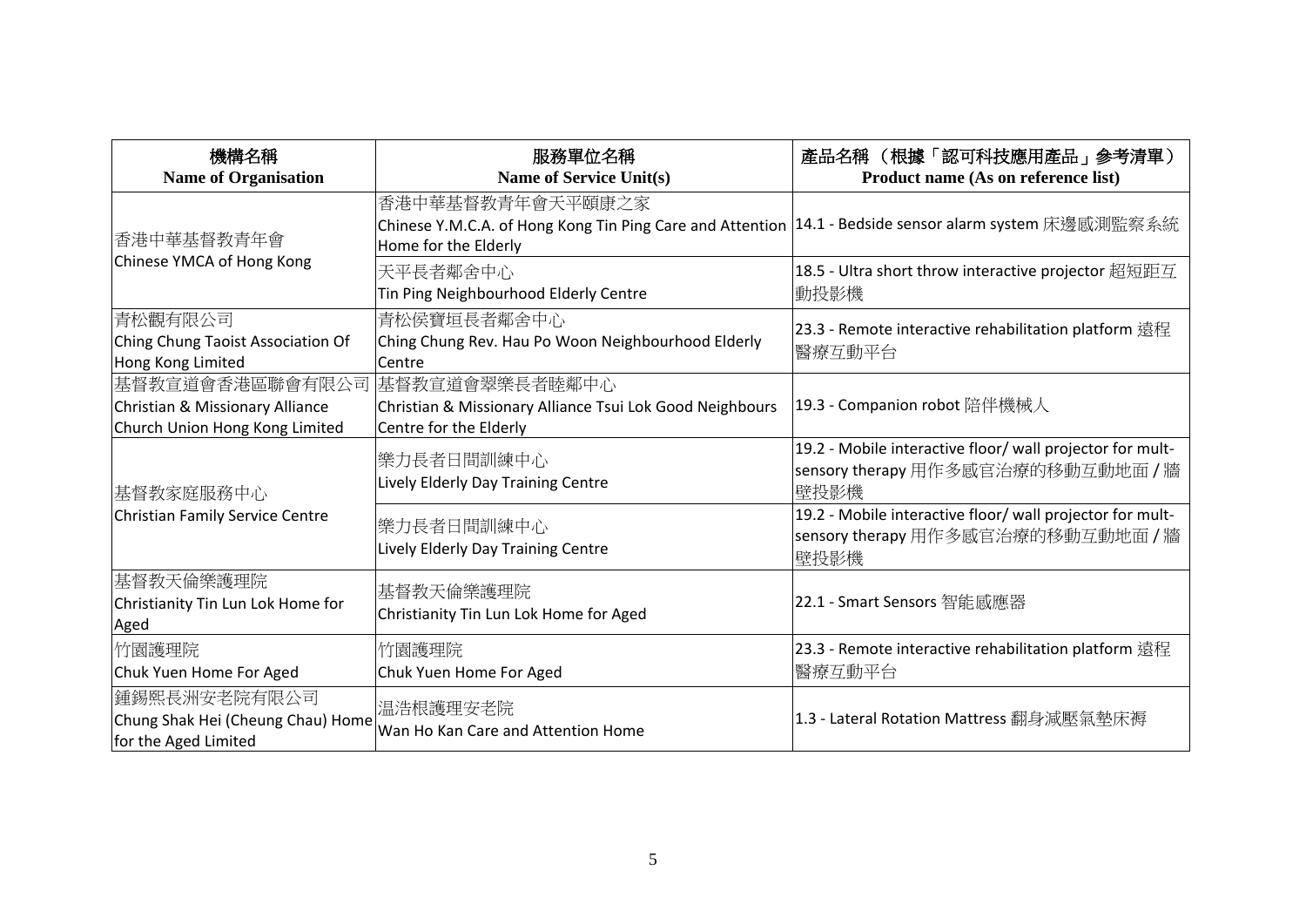| 機構名稱<br>Name of Organisation | 服務單位名稱<br>Name of Service Unit(s) | 產品名稱 （根據「認可科技應用產品」參考清單）<br>Product name (As on reference list) |
|---|---|---|
| 香港中華基督教青年會<br>Chinese YMCA of Hong Kong | 香港中華基督教青年會天平頤康之家<br>Chinese Y.M.C.A. of Hong Kong Tin Ping Care and Attention Home for the Elderly | 14.1 - Bedside sensor alarm system 床邊感測監察系統 |
| | 天平長者鄰舍中心<br>Tin Ping Neighbourhood Elderly Centre | 18.5 - Ultra short throw interactive projector 超短距互動投影機 |
| 青松觀有限公司<br>Ching Chung Taoist Association Of Hong Kong Limited | 青松侯寶垣長者鄰舍中心<br>Ching Chung Rev. Hau Po Woon Neighbourhood Elderly Centre | 23.3 - Remote interactive rehabilitation platform 遠程醫療互動平台 |
| 基督教宣道會香港區聯會有限公司<br>Christian & Missionary Alliance Church Union Hong Kong Limited | 基督教宣道會翠樂長者睦鄰中心<br>Christian & Missionary Alliance Tsui Lok Good Neighbours Centre for the Elderly | 19.3 - Companion robot 陪伴機械人 |
| 基督教家庭服務中心<br>Christian Family Service Centre | 樂力長者日間訓練中心<br>Lively Elderly Day Training Centre | 19.2 - Mobile interactive floor/ wall projector for mult-sensory therapy 用作多感官治療的移動互動地面 / 牆壁投影機 |
| | 樂力長者日間訓練中心<br>Lively Elderly Day Training Centre | 19.2 - Mobile interactive floor/ wall projector for mult-sensory therapy 用作多感官治療的移動互動地面 / 牆壁投影機 |
| 基督教天倫樂護理院<br>Christianity Tin Lun Lok Home for Aged | 基督教天倫樂護理院<br>Christianity Tin Lun Lok Home for Aged | 22.1 - Smart Sensors 智能感應器 |
| 竹園護理院<br>Chuk Yuen Home For Aged | 竹園護理院<br>Chuk Yuen Home For Aged | 23.3 - Remote interactive rehabilitation platform 遠程醫療互動平台 |
| 鍾錫熙長洲安老院有限公司<br>Chung Shak Hei (Cheung Chau) Home for the Aged Limited | 温浩根護理安老院<br>Wan Ho Kan Care and Attention Home | 1.3 - Lateral Rotation Mattress 翻身減壓氣墊床褥 |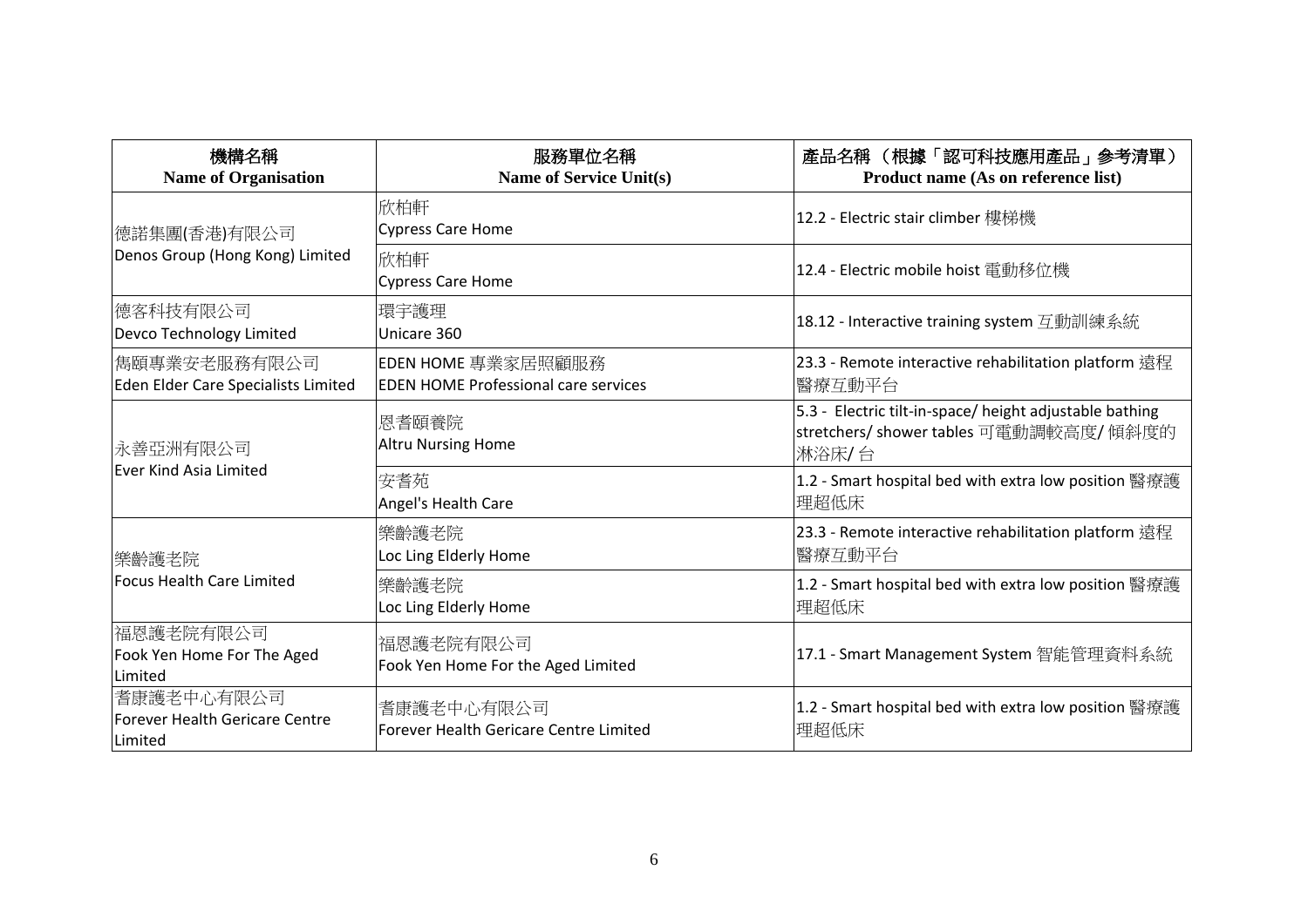| 機構名稱<br>Name of Organisation | 服務單位名稱<br>Name of Service Unit(s) | 產品名稱 （根據「認可科技應用產品」參考清單）<br>Product name (As on reference list) |
|---|---|---|
| 德諾集團(香港)有限公司<br>Denos Group (Hong Kong) Limited | 欣柏軒<br>Cypress Care Home | 12.2 - Electric stair climber 樓梯機 |
| | 欣柏軒<br>Cypress Care Home | 12.4 - Electric mobile hoist 電動移位機 |
| 德客科技有限公司<br>Devco Technology Limited | 環宇護理<br>Unicare 360 | 18.12 - Interactive training system 互動訓練系統 |
| 雋頤專業安老服務有限公司<br>Eden Elder Care Specialists Limited | EDEN HOME 專業家居照顧服務<br>EDEN HOME Professional care services | 23.3 - Remote interactive rehabilitation platform 遠程醫療互動平台 |
| 永善亞洲有限公司<br>Ever Kind Asia Limited | 恩耆頤養院<br>Altru Nursing Home | 5.3 - Electric tilt-in-space/ height adjustable bathing stretchers/ shower tables 可電動調較高度/ 傾斜度的淋浴床/ 台 |
| | 安耆苑<br>Angel's Health Care | 1.2 - Smart hospital bed with extra low position 醫療護理超低床 |
| 樂齡護老院<br>Focus Health Care Limited | 樂齡護老院<br>Loc Ling Elderly Home | 23.3 - Remote interactive rehabilitation platform 遠程醫療互動平台 |
| | 樂齡護老院<br>Loc Ling Elderly Home | 1.2 - Smart hospital bed with extra low position 醫療護理超低床 |
| 福恩護老院有限公司<br>Fook Yen Home For The Aged Limited | 福恩護老院有限公司<br>Fook Yen Home For the Aged Limited | 17.1 - Smart Management System 智能管理資料系統 |
| 耆康護老中心有限公司<br>Forever Health Gericare Centre Limited | 耆康護老中心有限公司<br>Forever Health Gericare Centre Limited | 1.2 - Smart hospital bed with extra low position 醫療護理超低床 |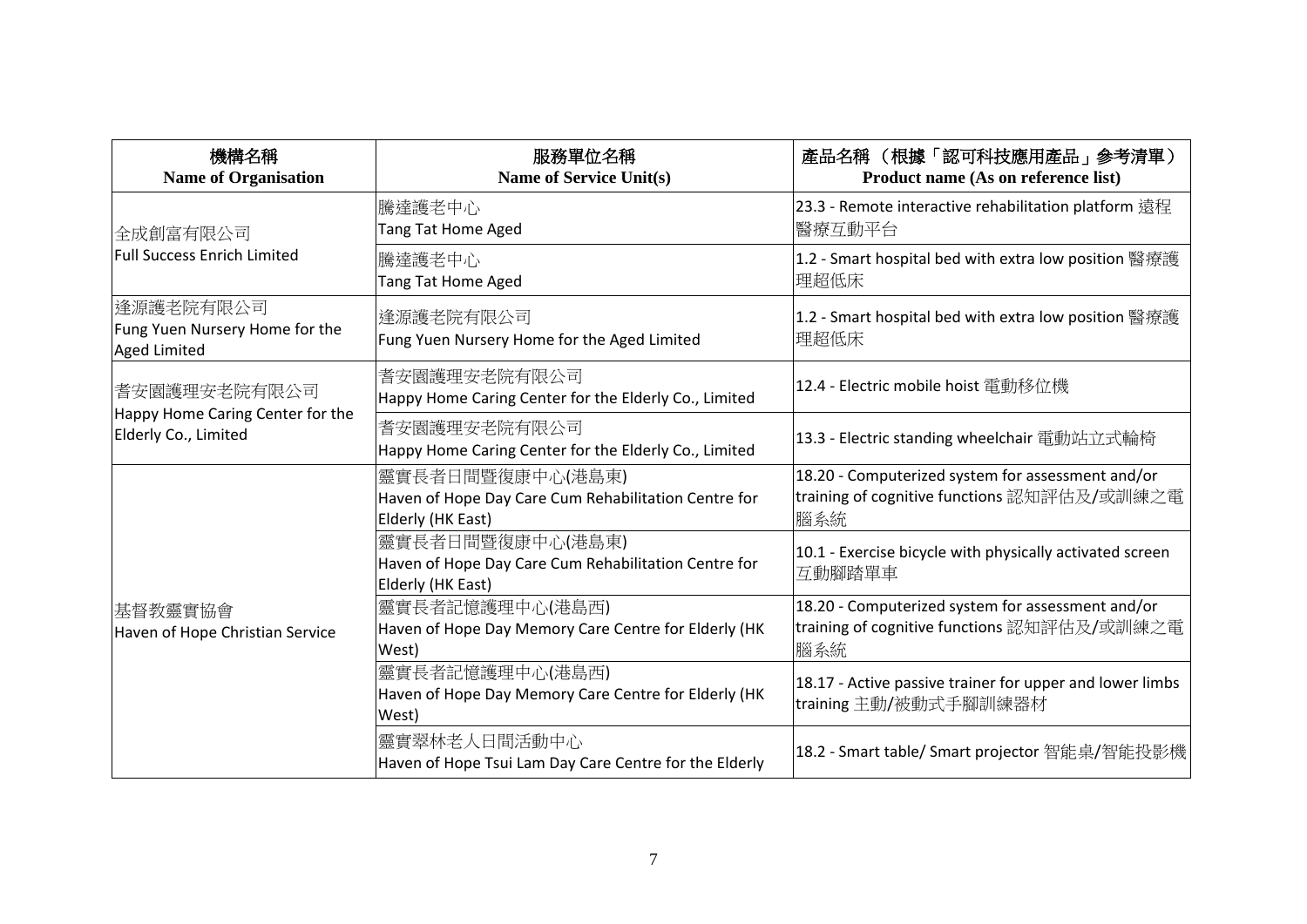| 機構名稱<br>Name of Organisation | 服務單位名稱<br>Name of Service Unit(s) | 產品名稱 （根據「認可科技應用產品」參考清單）<br>Product name (As on reference list) |
|---|---|---|
| 全成創富有限公司<br>Full Success Enrich Limited | 騰達護老中心<br>Tang Tat Home Aged | 23.3 - Remote interactive rehabilitation platform 遠程醫療互動平台 |
| | 騰達護老中心<br>Tang Tat Home Aged | 1.2 - Smart hospital bed with extra low position 醫療護理超低床 |
| 逢源護老院有限公司<br>Fung Yuen Nursery Home for the Aged Limited | 逢源護老院有限公司<br>Fung Yuen Nursery Home for the Aged Limited | 1.2 - Smart hospital bed with extra low position 醫療護理超低床 |
| 耆安園護理安老院有限公司<br>Happy Home Caring Center for the Elderly Co., Limited | 耆安園護理安老院有限公司<br>Happy Home Caring Center for the Elderly Co., Limited | 12.4 - Electric mobile hoist 電動移位機 |
| | 耆安園護理安老院有限公司<br>Happy Home Caring Center for the Elderly Co., Limited | 13.3 - Electric standing wheelchair 電動站立式輪椅 |
| 基督教靈實協會<br>Haven of Hope Christian Service | 靈實長者日間暨復康中心(港島東)<br>Haven of Hope Day Care Cum Rehabilitation Centre for Elderly (HK East) | 18.20 - Computerized system for assessment and/or training of cognitive functions 認知評估及/或訓練之電腦系統 |
| | 靈實長者日間暨復康中心(港島東)<br>Haven of Hope Day Care Cum Rehabilitation Centre for Elderly (HK East) | 10.1 - Exercise bicycle with physically activated screen 互動腳踏單車 |
| | 靈實長者記憶護理中心(港島西)<br>Haven of Hope Day Memory Care Centre for Elderly (HK West) | 18.20 - Computerized system for assessment and/or training of cognitive functions 認知評估及/或訓練之電腦系統 |
| | 靈實長者記憶護理中心(港島西)<br>Haven of Hope Day Memory Care Centre for Elderly (HK West) | 18.17 - Active passive trainer for upper and lower limbs training 主動/被動式手腳訓練器材 |
| | 靈實翠林老人日間活動中心<br>Haven of Hope Tsui Lam Day Care Centre for the Elderly | 18.2 - Smart table/ Smart projector 智能桌/智能投影機 |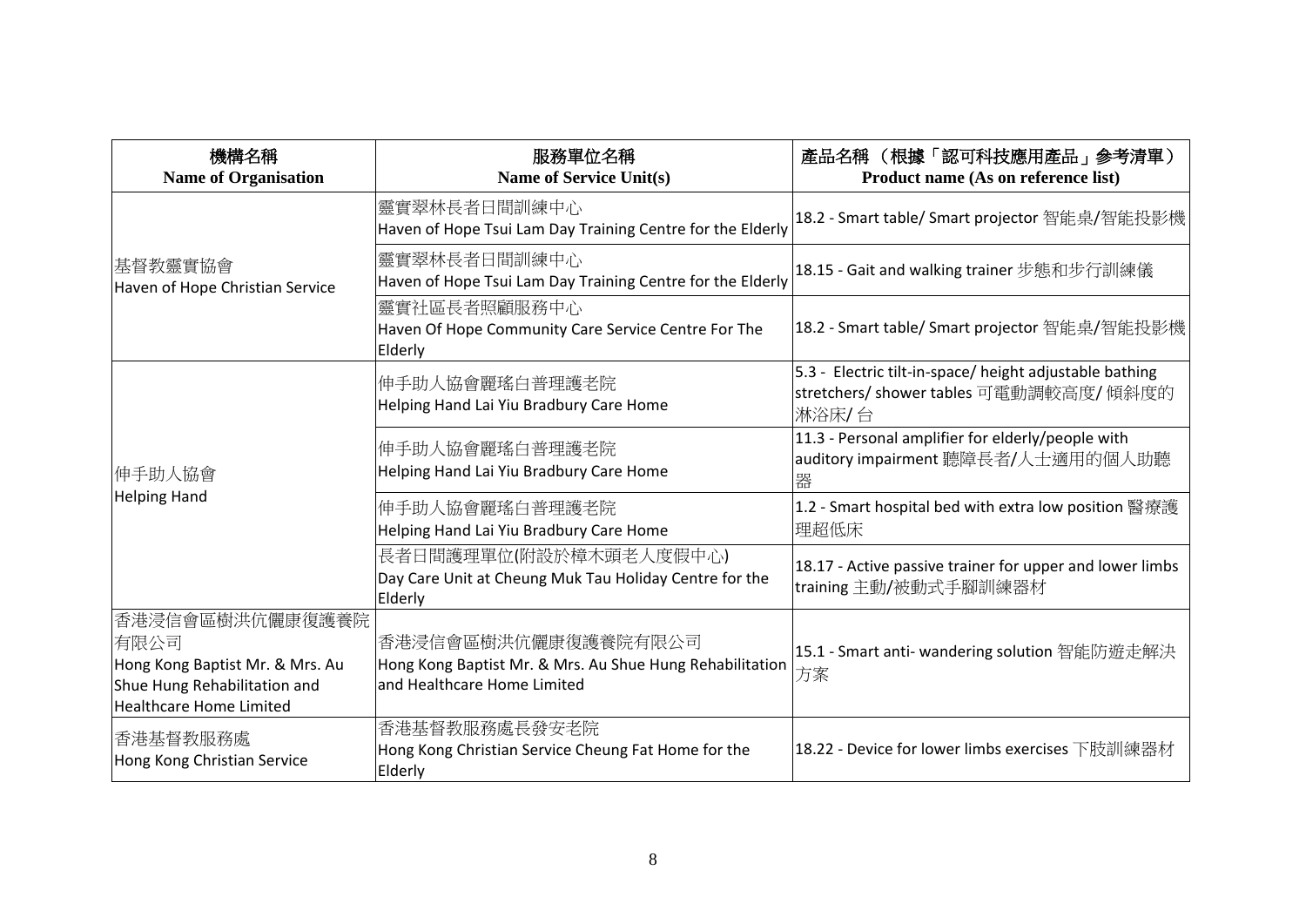| 機構名稱<br>**Name of Organisation** | 服務單位名稱<br>**Name of Service Unit(s)** | 產品名稱 （根據「認可科技應用產品」參考清單）<br>**Product name (As on reference list)** |
|---|---|---|
| 基督教靈實協會<br>Haven of Hope Christian Service | 靈實翠林長者日間訓練中心<br>Haven of Hope Tsui Lam Day Training Centre for the Elderly | 18.2 - Smart table/ Smart projector 智能桌/智能投影機 |
| | 靈實翠林長者日間訓練中心<br>Haven of Hope Tsui Lam Day Training Centre for the Elderly | 18.15 - Gait and walking trainer 步態和步行訓練儀 |
| | 靈實社區長者照顧服務中心<br>Haven Of Hope Community Care Service Centre For The Elderly | 18.2 - Smart table/ Smart projector 智能桌/智能投影機 |
| 伸手助人協會<br>Helping Hand | 伸手助人協會麗瑤白普理護老院<br>Helping Hand Lai Yiu Bradbury Care Home | 5.3 - Electric tilt-in-space/ height adjustable bathing stretchers/ shower tables 可電動調較高度/ 傾斜度的淋浴床/ 台 |
| | 伸手助人協會麗瑤白普理護老院<br>Helping Hand Lai Yiu Bradbury Care Home | 11.3 - Personal amplifier for elderly/people with auditory impairment 聽障長者/人士適用的個人助聽器 |
| | 伸手助人協會麗瑤白普理護老院<br>Helping Hand Lai Yiu Bradbury Care Home | 1.2 - Smart hospital bed with extra low position 醫療護理超低床 |
| | 長者日間護理單位(附設於樟木頭老人度假中心)<br>Day Care Unit at Cheung Muk Tau Holiday Centre for the Elderly | 18.17 - Active passive trainer for upper and lower limbs training 主動/被動式手腳訓練器材 |
| 香港浸信會區樹洪伉儷康復護養院有限公司<br>Hong Kong Baptist Mr. & Mrs. Au Shue Hung Rehabilitation and Healthcare Home Limited | 香港浸信會區樹洪伉儷康復護養院有限公司<br>Hong Kong Baptist Mr. & Mrs. Au Shue Hung Rehabilitation and Healthcare Home Limited | 15.1 - Smart anti- wandering solution 智能防遊走解決方案 |
| 香港基督教服務處<br>Hong Kong Christian Service | 香港基督教服務處長發安老院<br>Hong Kong Christian Service Cheung Fat Home for the Elderly | 18.22 - Device for lower limbs exercises 下肢訓練器材 |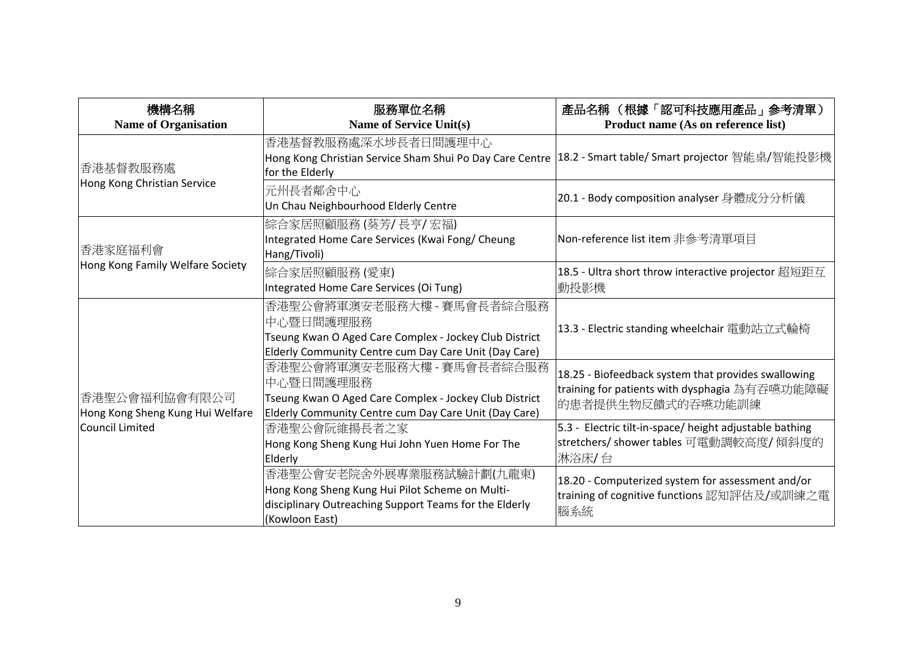| 機構名稱<br>**Name of Organisation** | 服務單位名稱<br>**Name of Service Unit(s)** | 產品名稱 （根據「認可科技應用產品」參考清單）<br>**Product name (As on reference list)** |
|---|---|---|
| 香港基督教服務處<br>Hong Kong Christian Service | 香港基督教服務處深水埗長者日間護理中心<br>Hong Kong Christian Service Sham Shui Po Day Care Centre for the Elderly | 18.2 - Smart table/ Smart projector 智能桌/智能投影機 |
| | 元州長者鄰舍中心<br>Un Chau Neighbourhood Elderly Centre | 20.1 - Body composition analyser 身體成分分析儀 |
| 香港家庭福利會<br>Hong Kong Family Welfare Society | 綜合家居照顧服務 (葵芳/ 長亨/ 宏福)<br>Integrated Home Care Services (Kwai Fong/ Cheung Hang/Tivoli) | Non-reference list item 非參考清單項目 |
| | 綜合家居照顧服務 (愛東)<br>Integrated Home Care Services (Oi Tung) | 18.5 - Ultra short throw interactive projector 超短距互動投影機 |
| 香港聖公會福利協會有限公司<br>Hong Kong Sheng Kung Hui Welfare Council Limited | 香港聖公會將軍澳安老服務大樓 - 賽馬會長者綜合服務中心暨日間護理服務<br>Tseung Kwan O Aged Care Complex - Jockey Club District Elderly Community Centre cum Day Care Unit (Day Care) | 13.3 - Electric standing wheelchair 電動站立式輪椅 |
| | 香港聖公會將軍澳安老服務大樓 - 賽馬會長者綜合服務中心暨日間護理服務<br>Tseung Kwan O Aged Care Complex - Jockey Club District Elderly Community Centre cum Day Care Unit (Day Care) | 18.25 - Biofeedback system that provides swallowing training for patients with dysphagia 為有吞嚥功能障礙的患者提供生物反饋式的吞嚥功能訓練 |
| | 香港聖公會阮維揚長者之家<br>Hong Kong Sheng Kung Hui John Yuen Home For The Elderly | 5.3 - Electric tilt-in-space/ height adjustable bathing stretchers/ shower tables 可電動調較高度/ 傾斜度的淋浴床/ 台 |
| | 香港聖公會安老院舍外展專業服務試驗計劃(九龍東)<br>Hong Kong Sheng Kung Hui Pilot Scheme on Multi-disciplinary Outreaching Support Teams for the Elderly (Kowloon East) | 18.20 - Computerized system for assessment and/or training of cognitive functions 認知評估及/或訓練之電腦系統 |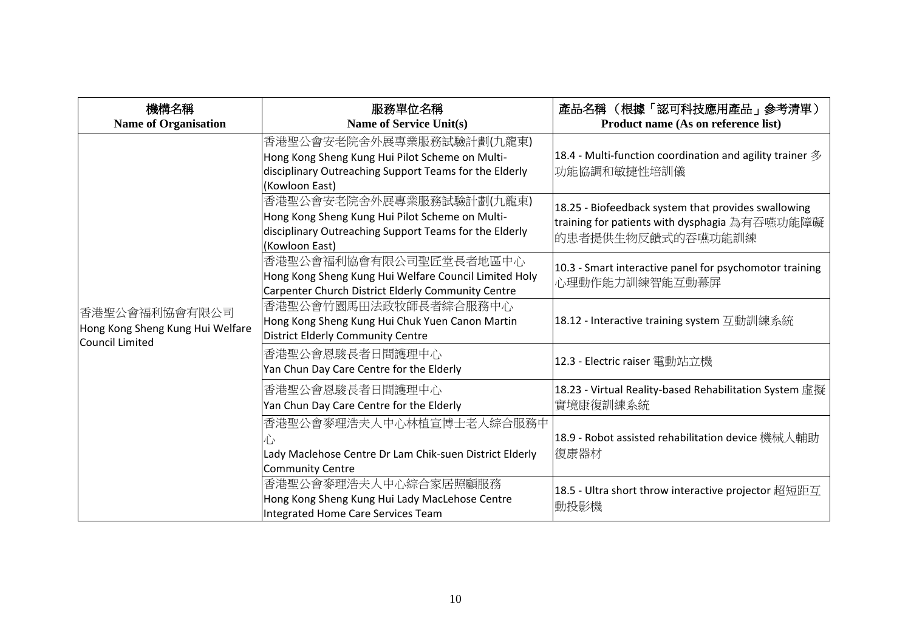| 機構名稱<br>Name of Organisation | 服務單位名稱<br>Name of Service Unit(s) | 產品名稱 （根據「認可科技應用產品」參考清單）<br>Product name (As on reference list) |
|---|---|---|
| 香港聖公會福利協會有限公司<br>Hong Kong Sheng Kung Hui Welfare Council Limited | 香港聖公會安老院舍外展專業服務試驗計劃(九龍東)<br>Hong Kong Sheng Kung Hui Pilot Scheme on Multi-disciplinary Outreaching Support Teams for the Elderly (Kowloon East) | 18.4 - Multi-function coordination and agility trainer 多功能協調和敏捷性培訓儀 |
| | 香港聖公會安老院舍外展專業服務試驗計劃(九龍東)<br>Hong Kong Sheng Kung Hui Pilot Scheme on Multi-disciplinary Outreaching Support Teams for the Elderly (Kowloon East) | 18.25 - Biofeedback system that provides swallowing training for patients with dysphagia 為有吞嚥功能障礙的患者提供生物反饋式的吞嚥功能訓練 |
| | 香港聖公會福利協會有限公司聖匠堂長者地區中心<br>Hong Kong Sheng Kung Hui Welfare Council Limited Holy Carpenter Church District Elderly Community Centre | 10.3 - Smart interactive panel for psychomotor training 心理動作能力訓練智能互動幕屏 |
| | 香港聖公會竹園馬田法政牧師長者綜合服務中心<br>Hong Kong Sheng Kung Hui Chuk Yuen Canon Martin District Elderly Community Centre | 18.12 - Interactive training system 互動訓練系統 |
| | 香港聖公會恩駿長者日間護理中心<br>Yan Chun Day Care Centre for the Elderly | 12.3 - Electric raiser 電動站立機 |
| | 香港聖公會恩駿長者日間護理中心<br>Yan Chun Day Care Centre for the Elderly | 18.23 - Virtual Reality-based Rehabilitation System 虛擬實境康復訓練系統 |
| | 香港聖公會麥理浩夫人中心林植宣博士老人綜合服務中心<br>Lady Maclehose Centre Dr Lam Chik-suen District Elderly Community Centre | 18.9 - Robot assisted rehabilitation device 機械人輔助復康器材 |
| | 香港聖公會麥理浩夫人中心綜合家居照顧服務<br>Hong Kong Sheng Kung Hui Lady MacLehose Centre Integrated Home Care Services Team | 18.5 - Ultra short throw interactive projector 超短距互動投影機 |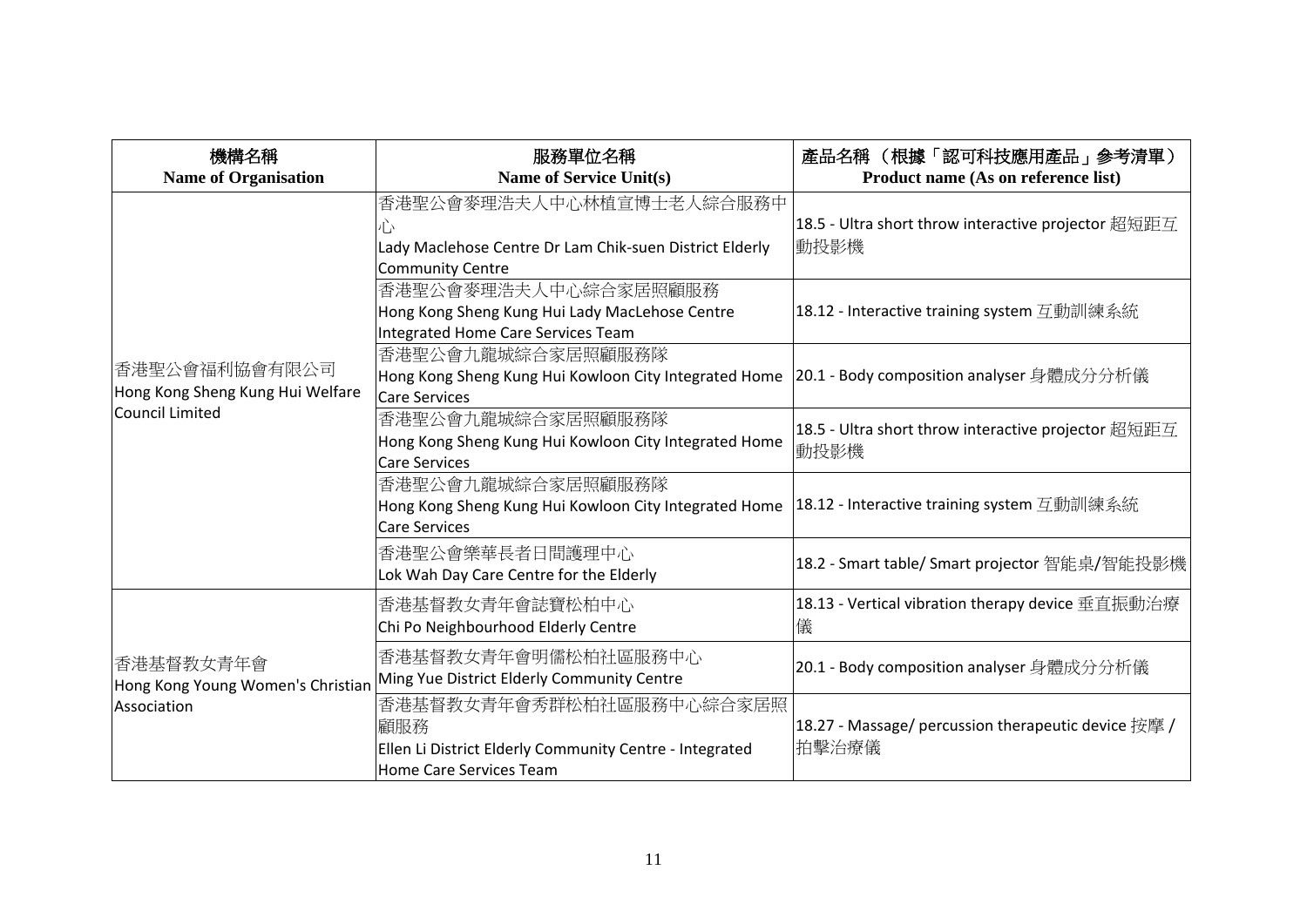| 機構名稱<br>Name of Organisation | 服務單位名稱<br>Name of Service Unit(s) | 產品名稱 （根據「認可科技應用產品」參考清單）<br>Product name (As on reference list) |
|---|---|---|
| 香港聖公會福利協會有限公司<br>Hong Kong Sheng Kung Hui Welfare Council Limited | 香港聖公會麥理浩夫人中心林植宣博士老人綜合服務中心<br>Lady Maclehose Centre Dr Lam Chik-suen District Elderly Community Centre | 18.5 - Ultra short throw interactive projector 超短距互動投影機 |
| | 香港聖公會麥理浩夫人中心綜合家居照顧服務<br>Hong Kong Sheng Kung Hui Lady MacLehose Centre Integrated Home Care Services Team | 18.12 - Interactive training system 互動訓練系統 |
| | 香港聖公會九龍城綜合家居照顧服務隊<br>Hong Kong Sheng Kung Hui Kowloon City Integrated Home Care Services | 20.1 - Body composition analyser 身體成分分析儀 |
| | 香港聖公會九龍城綜合家居照顧服務隊<br>Hong Kong Sheng Kung Hui Kowloon City Integrated Home Care Services | 18.5 - Ultra short throw interactive projector 超短距互動投影機 |
| | 香港聖公會九龍城綜合家居照顧服務隊<br>Hong Kong Sheng Kung Hui Kowloon City Integrated Home Care Services | 18.12 - Interactive training system 互動訓練系統 |
| | 香港聖公會樂華長者日間護理中心<br>Lok Wah Day Care Centre for the Elderly | 18.2 - Smart table/ Smart projector 智能桌/智能投影機 |
| 香港基督教女青年會<br>Hong Kong Young Women's Christian Association | 香港基督教女青年會誌寶松柏中心<br>Chi Po Neighbourhood Elderly Centre | 18.13 - Vertical vibration therapy device 垂直振動治療儀 |
| | 香港基督教女青年會明儒松柏社區服務中心<br>Ming Yue District Elderly Community Centre | 20.1 - Body composition analyser 身體成分分析儀 |
| | 香港基督教女青年會秀群松柏社區服務中心綜合家居照顧服務<br>Ellen Li District Elderly Community Centre - Integrated Home Care Services Team | 18.27 - Massage/ percussion therapeutic device 按摩 / 拍擊治療儀 |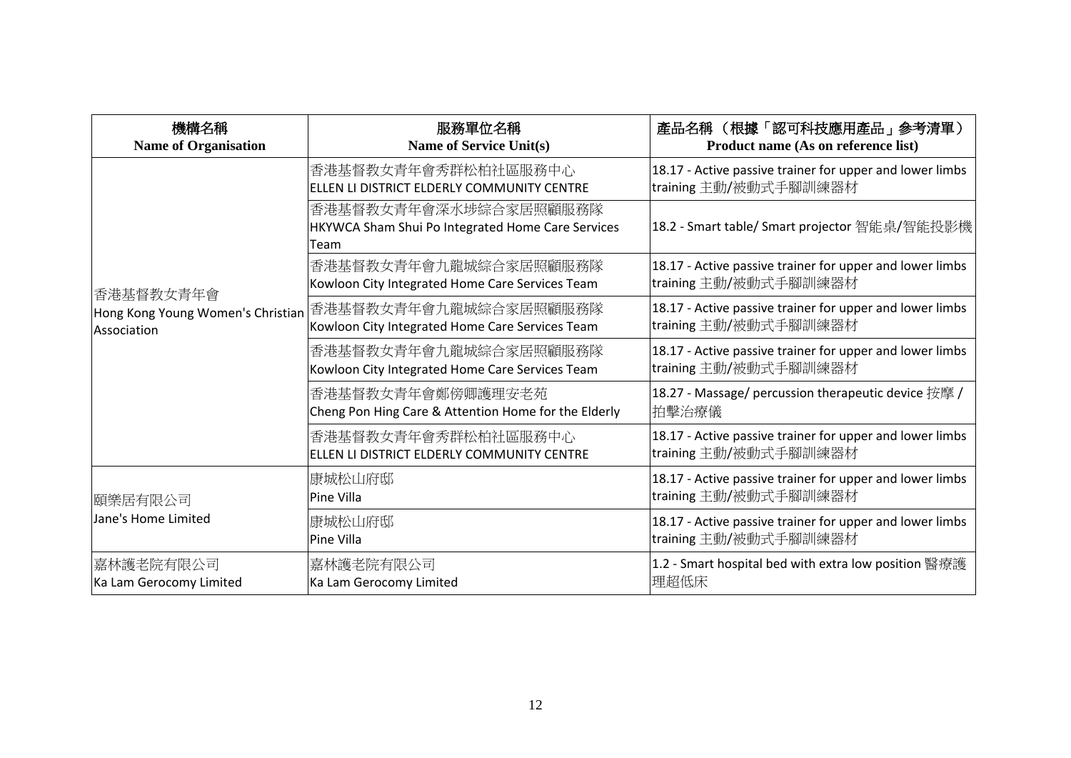| 機構名稱<br>Name of Organisation | 服務單位名稱<br>Name of Service Unit(s) | 產品名稱 （根據「認可科技應用產品」參考清單）<br>Product name (As on reference list) |
|---|---|---|
| 香港基督教女青年會<br>Hong Kong Young Women's Christian Association | 香港基督教女青年會秀群松柏社區服務中心<br>ELLEN LI DISTRICT ELDERLY COMMUNITY CENTRE | 18.17 - Active passive trainer for upper and lower limbs training 主動/被動式手腳訓練器材 |
| | 香港基督教女青年會深水埗綜合家居照顧服務隊<br>HKYWCA Sham Shui Po Integrated Home Care Services Team | 18.2 - Smart table/ Smart projector 智能桌/智能投影機 |
| | 香港基督教女青年會九龍城綜合家居照顧服務隊<br>Kowloon City Integrated Home Care Services Team | 18.17 - Active passive trainer for upper and lower limbs training 主動/被動式手腳訓練器材 |
| | 香港基督教女青年會九龍城綜合家居照顧服務隊<br>Kowloon City Integrated Home Care Services Team | 18.17 - Active passive trainer for upper and lower limbs training 主動/被動式手腳訓練器材 |
| | 香港基督教女青年會九龍城綜合家居照顧服務隊<br>Kowloon City Integrated Home Care Services Team | 18.17 - Active passive trainer for upper and lower limbs training 主動/被動式手腳訓練器材 |
| | 香港基督教女青年會鄭傍卿護理安老苑<br>Cheng Pon Hing Care & Attention Home for the Elderly | 18.27 - Massage/ percussion therapeutic device 按摩 / 拍擊治療儀 |
| | 香港基督教女青年會秀群松柏社區服務中心<br>ELLEN LI DISTRICT ELDERLY COMMUNITY CENTRE | 18.17 - Active passive trainer for upper and lower limbs training 主動/被動式手腳訓練器材 |
| 頤樂居有限公司<br>Jane's Home Limited | 康城松山府邸<br>Pine Villa | 18.17 - Active passive trainer for upper and lower limbs training 主動/被動式手腳訓練器材 |
| | 康城松山府邸<br>Pine Villa | 18.17 - Active passive trainer for upper and lower limbs training 主動/被動式手腳訓練器材 |
| 嘉林護老院有限公司<br>Ka Lam Gerocomy Limited | 嘉林護老院有限公司<br>Ka Lam Gerocomy Limited | 1.2 - Smart hospital bed with extra low position 醫療護理超低床 |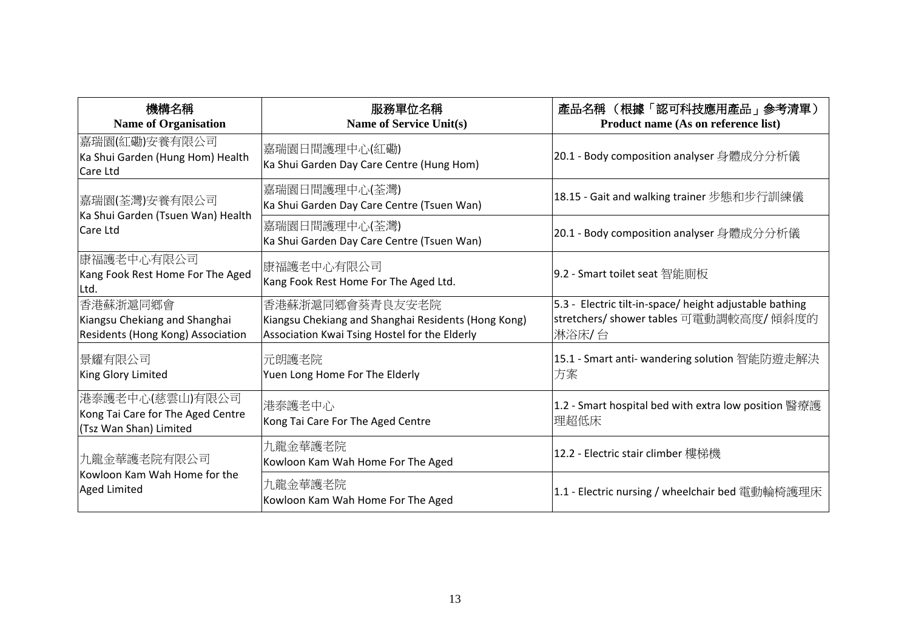| 機構名稱<br>Name of Organisation | 服務單位名稱<br>Name of Service Unit(s) | 產品名稱 （根據「認可科技應用產品」參考清單）<br>Product name (As on reference list) |
|---|---|---|
| 嘉瑞園(紅磡)安養有限公司<br>Ka Shui Garden (Hung Hom) Health Care Ltd | 嘉瑞園日間護理中心(紅磡)<br>Ka Shui Garden Day Care Centre (Hung Hom) | 20.1 - Body composition analyser 身體成分分析儀 |
| 嘉瑞園(荃灣)安養有限公司<br>Ka Shui Garden (Tsuen Wan) Health Care Ltd | 嘉瑞園日間護理中心(荃灣)<br>Ka Shui Garden Day Care Centre (Tsuen Wan) | 18.15 - Gait and walking trainer 步態和步行訓練儀 |
| | 嘉瑞園日間護理中心(荃灣)<br>Ka Shui Garden Day Care Centre (Tsuen Wan) | 20.1 - Body composition analyser 身體成分分析儀 |
| 康福護老中心有限公司<br>Kang Fook Rest Home For The Aged Ltd. | 康福護老中心有限公司<br>Kang Fook Rest Home For The Aged Ltd. | 9.2 - Smart toilet seat 智能廁板 |
| 香港蘇浙滬同鄉會<br>Kiangsu Chekiang and Shanghai Residents (Hong Kong) Association | 香港蘇浙滬同鄉會葵青良友安老院<br>Kiangsu Chekiang and Shanghai Residents (Hong Kong) Association Kwai Tsing Hostel for the Elderly | 5.3 - Electric tilt-in-space/ height adjustable bathing stretchers/ shower tables 可電動調較高度/ 傾斜度的淋浴床/ 台 |
| 景耀有限公司<br>King Glory Limited | 元朗護老院<br>Yuen Long Home For The Elderly | 15.1 - Smart anti- wandering solution 智能防遊走解決方案 |
| 港泰護老中心(慈雲山)有限公司<br>Kong Tai Care for The Aged Centre (Tsz Wan Shan) Limited | 港泰護老中心<br>Kong Tai Care For The Aged Centre | 1.2 - Smart hospital bed with extra low position 醫療護理超低床 |
| 九龍金華護老院有限公司<br>Kowloon Kam Wah Home for the Aged Limited | 九龍金華護老院<br>Kowloon Kam Wah Home For The Aged | 12.2 - Electric stair climber 樓梯機 |
| | 九龍金華護老院<br>Kowloon Kam Wah Home For The Aged | 1.1 - Electric nursing / wheelchair bed 電動輪椅護理床 |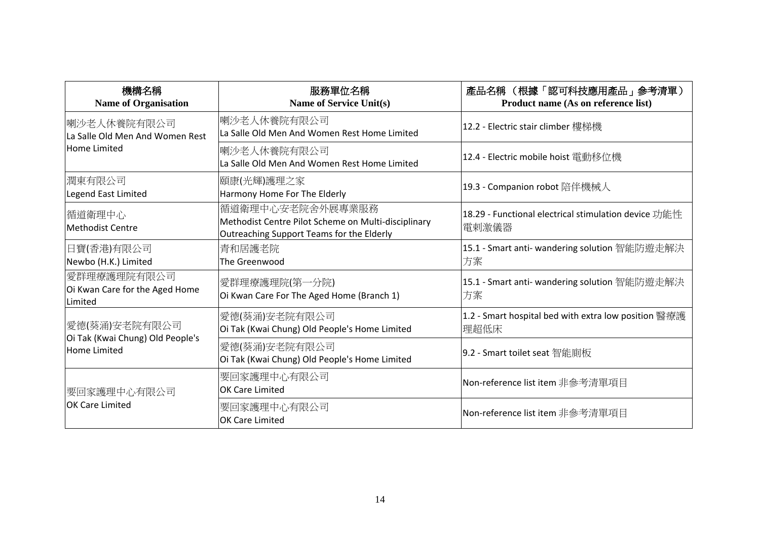| 機構名稱<br>Name of Organisation | 服務單位名稱<br>Name of Service Unit(s) | 產品名稱 （根據「認可科技應用產品」參考清單）<br>Product name (As on reference list) |
|---|---|---|
| 喇沙老人休養院有限公司<br>La Salle Old Men And Women Rest Home Limited | 喇沙老人休養院有限公司<br>La Salle Old Men And Women Rest Home Limited | 12.2 - Electric stair climber 樓梯機 |
| | 喇沙老人休養院有限公司<br>La Salle Old Men And Women Rest Home Limited | 12.4 - Electric mobile hoist 電動移位機 |
| 潤東有限公司<br>Legend East Limited | 頤康(光輝)護理之家<br>Harmony Home For The Elderly | 19.3 - Companion robot 陪伴機械人 |
| 循道衛理中心<br>Methodist Centre | 循道衛理中心安老院舍外展專業服務<br>Methodist Centre Pilot Scheme on Multi-disciplinary Outreaching Support Teams for the Elderly | 18.29 - Functional electrical stimulation device 功能性電刺激儀器 |
| 日寶(香港)有限公司<br>Newbo (H.K.) Limited | 青和居護老院<br>The Greenwood | 15.1 - Smart anti- wandering solution 智能防遊走解決方案 |
| 愛群理療護理院有限公司<br>Oi Kwan Care for the Aged Home Limited | 愛群理療護理院(第一分院)<br>Oi Kwan Care For The Aged Home (Branch 1) | 15.1 - Smart anti- wandering solution 智能防遊走解決方案 |
| 愛德(葵涌)安老院有限公司<br>Oi Tak (Kwai Chung) Old People's Home Limited | 愛德(葵涌)安老院有限公司<br>Oi Tak (Kwai Chung) Old People's Home Limited | 1.2 - Smart hospital bed with extra low position 醫療護理超低床 |
| | 愛德(葵涌)安老院有限公司<br>Oi Tak (Kwai Chung) Old People's Home Limited | 9.2 - Smart toilet seat 智能廁板 |
| 要回家護理中心有限公司<br>OK Care Limited | 要回家護理中心有限公司<br>OK Care Limited | Non-reference list item 非參考清單項目 |
| | 要回家護理中心有限公司<br>OK Care Limited | Non-reference list item 非參考清單項目 |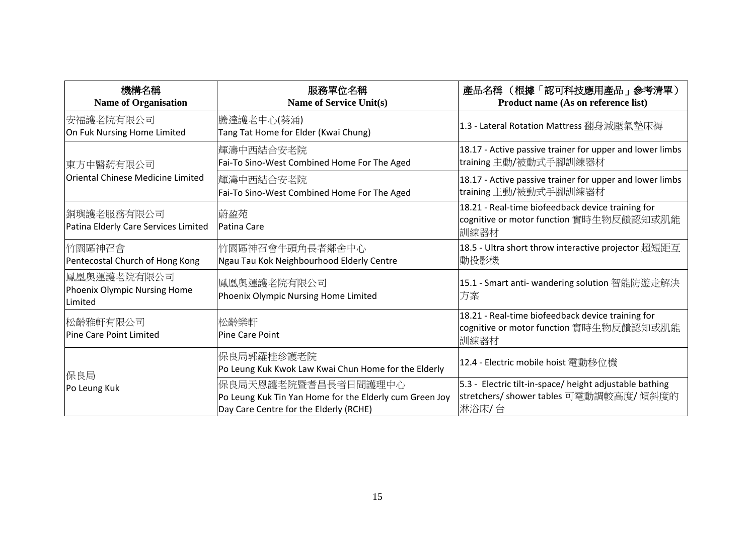| 機構名稱<br>**Name of Organisation** | 服務單位名稱<br>**Name of Service Unit(s)** | 產品名稱 （根據「認可科技應用產品」參考清單）<br>**Product name (As on reference list)** |
|---|---|---|
| 安福護老院有限公司<br>On Fuk Nursing Home Limited | 騰達護老中心(葵涌)<br>Tang Tat Home for Elder (Kwai Chung) | 1.3 - Lateral Rotation Mattress 翻身減壓氣墊床褥 |
| 東方中醫葯有限公司<br>Oriental Chinese Medicine Limited | 輝濤中西結合安老院<br>Fai-To Sino-West Combined Home For The Aged | 18.17 - Active passive trainer for upper and lower limbs training 主動/被動式手腳訓練器材 |
| | 輝濤中西結合安老院<br>Fai-To Sino-West Combined Home For The Aged | 18.17 - Active passive trainer for upper and lower limbs training 主動/被動式手腳訓練器材 |
| 銅璞護老服務有限公司<br>Patina Elderly Care Services Limited | 蔚盈苑<br>Patina Care | 18.21 - Real-time biofeedback device training for cognitive or motor function 實時生物反饋認知或肌能訓練器材 |
| 竹園區神召會<br>Pentecostal Church of Hong Kong | 竹園區神召會牛頭角長者鄰舍中心<br>Ngau Tau Kok Neighbourhood Elderly Centre | 18.5 - Ultra short throw interactive projector 超短距互動投影機 |
| 鳳凰奧運護老院有限公司<br>Phoenix Olympic Nursing Home Limited | 鳳凰奧運護老院有限公司<br>Phoenix Olympic Nursing Home Limited | 15.1 - Smart anti- wandering solution 智能防遊走解決方案 |
| 松齡雅軒有限公司<br>Pine Care Point Limited | 松齡樂軒<br>Pine Care Point | 18.21 - Real-time biofeedback device training for cognitive or motor function 實時生物反饋認知或肌能訓練器材 |
| 保良局<br>Po Leung Kuk | 保良局郭羅桂珍護老院<br>Po Leung Kuk Kwok Law Kwai Chun Home for the Elderly | 12.4 - Electric mobile hoist 電動移位機 |
| | 保良局天恩護老院暨耆昌長者日間護理中心<br>Po Leung Kuk Tin Yan Home for the Elderly cum Green Joy Day Care Centre for the Elderly (RCHE) | 5.3 - Electric tilt-in-space/ height adjustable bathing stretchers/ shower tables 可電動調較高度/ 傾斜度的淋浴床/ 台 |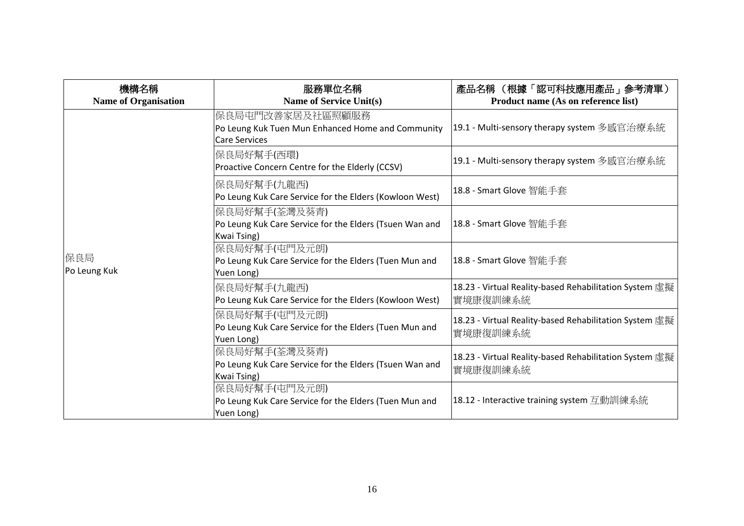| 機構名稱<br>Name of Organisation | 服務單位名稱<br>Name of Service Unit(s) | 產品名稱 （根據「認可科技應用產品」參考清單）<br>Product name (As on reference list) |
|---|---|---|
| 保良局<br>Po Leung Kuk | 保良局屯門改善家居及社區照顧服務<br>Po Leung Kuk Tuen Mun Enhanced Home and Community Care Services | 19.1 - Multi-sensory therapy system 多感官治療系統 |
| | 保良局好幫手(西環)<br>Proactive Concern Centre for the Elderly (CCSV) | 19.1 - Multi-sensory therapy system 多感官治療系統 |
| | 保良局好幫手(九龍西)<br>Po Leung Kuk Care Service for the Elders (Kowloon West) | 18.8 - Smart Glove 智能手套 |
| | 保良局好幫手(荃灣及葵青)<br>Po Leung Kuk Care Service for the Elders (Tsuen Wan and Kwai Tsing) | 18.8 - Smart Glove 智能手套 |
| | 保良局好幫手(屯門及元朗)<br>Po Leung Kuk Care Service for the Elders (Tuen Mun and Yuen Long) | 18.8 - Smart Glove 智能手套 |
| | 保良局好幫手(九龍西)<br>Po Leung Kuk Care Service for the Elders (Kowloon West) | 18.23 - Virtual Reality-based Rehabilitation System 虛擬實境康復訓練系統 |
| | 保良局好幫手(屯門及元朗)<br>Po Leung Kuk Care Service for the Elders (Tuen Mun and Yuen Long) | 18.23 - Virtual Reality-based Rehabilitation System 虛擬實境康復訓練系統 |
| | 保良局好幫手(荃灣及葵青)<br>Po Leung Kuk Care Service for the Elders (Tsuen Wan and Kwai Tsing) | 18.23 - Virtual Reality-based Rehabilitation System 虛擬實境康復訓練系統 |
| | 保良局好幫手(屯門及元朗)<br>Po Leung Kuk Care Service for the Elders (Tuen Mun and Yuen Long) | 18.12 - Interactive training system 互動訓練系統 |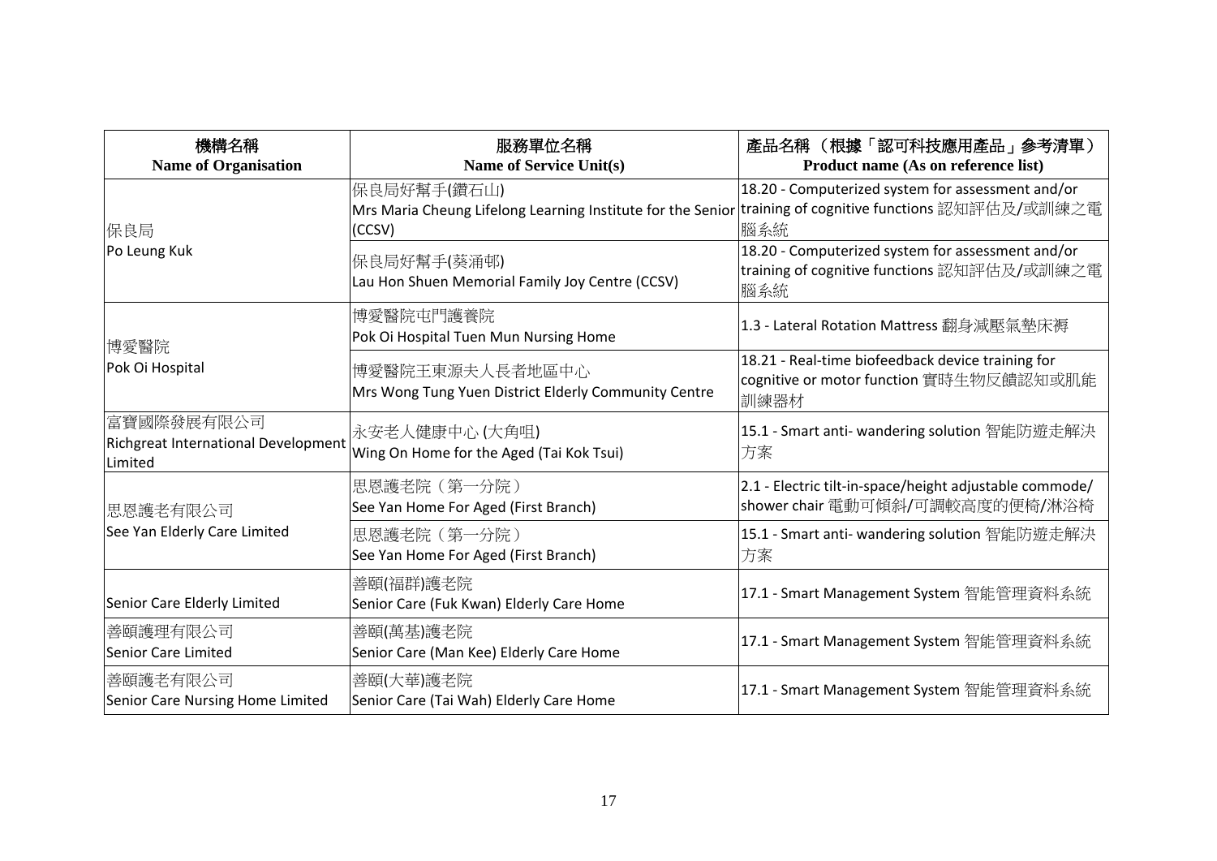| 機構名稱<br>Name of Organisation | 服務單位名稱<br>Name of Service Unit(s) | 產品名稱 （根據「認可科技應用產品」參考清單）<br>Product name (As on reference list) |
|---|---|---|
| 保良局<br>Po Leung Kuk | 保良局好幫手(鑽石山)<br>Mrs Maria Cheung Lifelong Learning Institute for the Senior (CCSV) | 18.20 - Computerized system for assessment and/or training of cognitive functions 認知評估及/或訓練之電腦系統 |
| | 保良局好幫手(葵涌邨)<br>Lau Hon Shuen Memorial Family Joy Centre (CCSV) | 18.20 - Computerized system for assessment and/or training of cognitive functions 認知評估及/或訓練之電腦系統 |
| 博愛醫院<br>Pok Oi Hospital | 博愛醫院屯門護養院<br>Pok Oi Hospital Tuen Mun Nursing Home | 1.3 - Lateral Rotation Mattress 翻身減壓氣墊床褥 |
| | 博愛醫院王東源夫人長者地區中心<br>Mrs Wong Tung Yuen District Elderly Community Centre | 18.21 - Real-time biofeedback device training for cognitive or motor function 實時生物反饋認知或肌能訓練器材 |
| 富寶國際發展有限公司<br>Richgreat International Development Limited | 永安老人健康中心 (大角咀)<br>Wing On Home for the Aged (Tai Kok Tsui) | 15.1 - Smart anti- wandering solution 智能防遊走解決方案 |
| 思恩護老有限公司<br>See Yan Elderly Care Limited | 思恩護老院（第一分院）<br>See Yan Home For Aged (First Branch) | 2.1 - Electric tilt-in-space/height adjustable commode/ shower chair 電動可傾斜/可調較高度的便椅/淋浴椅 |
| | 思恩護老院（第一分院）<br>See Yan Home For Aged (First Branch) | 15.1 - Smart anti- wandering solution 智能防遊走解決方案 |
| Senior Care Elderly Limited | 善頤(福群)護老院<br>Senior Care (Fuk Kwan) Elderly Care Home | 17.1 - Smart Management System 智能管理資料系統 |
| 善頤護理有限公司<br>Senior Care Limited | 善頤(萬基)護老院<br>Senior Care (Man Kee) Elderly Care Home | 17.1 - Smart Management System 智能管理資料系統 |
| 善頤護老有限公司<br>Senior Care Nursing Home Limited | 善頤(大華)護老院<br>Senior Care (Tai Wah) Elderly Care Home | 17.1 - Smart Management System 智能管理資料系統 |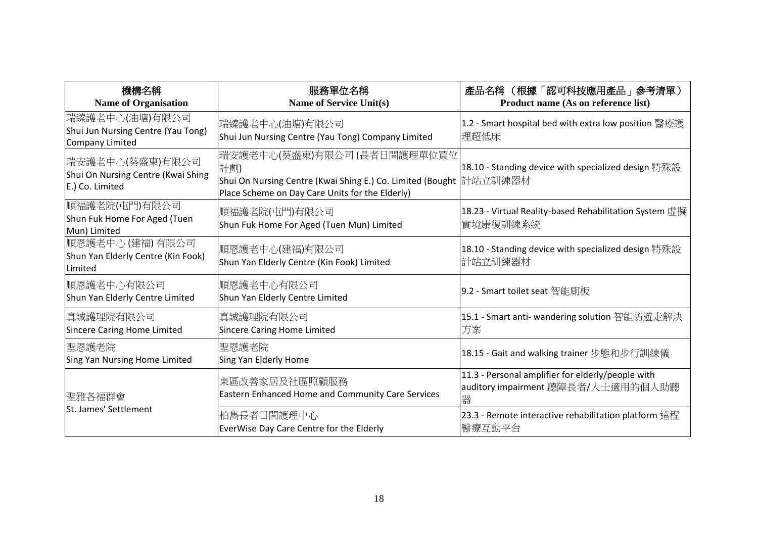| 機構名稱<br>**Name of Organisation** | 服務單位名稱<br>**Name of Service Unit(s)** | 產品名稱 （根據「認可科技應用產品」參考清單）<br>**Product name (As on reference list)** |
|---|---|---|
| 瑞臻護老中心(油塘)有限公司<br>Shui Jun Nursing Centre (Yau Tong) Company Limited | 瑞臻護老中心(油塘)有限公司<br>Shui Jun Nursing Centre (Yau Tong) Company Limited | 1.2 - Smart hospital bed with extra low position 醫療護理超低床 |
| 瑞安護老中心(葵盛東)有限公司<br>Shui On Nursing Centre (Kwai Shing E.) Co. Limited | 瑞安護老中心(葵盛東)有限公司 (長者日間護理單位買位計劃)<br>Shui On Nursing Centre (Kwai Shing E.) Co. Limited (Bought Place Scheme on Day Care Units for the Elderly) | 18.10 - Standing device with specialized design 特殊設計站立訓練器材 |
| 順福護老院(屯門)有限公司<br>Shun Fuk Home For Aged (Tuen Mun) Limited | 順福護老院(屯門)有限公司<br>Shun Fuk Home For Aged (Tuen Mun) Limited | 18.23 - Virtual Reality-based Rehabilitation System 虛擬實境康復訓練系統 |
| 順恩護老中心 (建福) 有限公司<br>Shun Yan Elderly Centre (Kin Fook) Limited | 順恩護老中心(建福)有限公司<br>Shun Yan Elderly Centre (Kin Fook) Limited | 18.10 - Standing device with specialized design 特殊設計站立訓練器材 |
| 順恩護老中心有限公司<br>Shun Yan Elderly Centre Limited | 順恩護老中心有限公司<br>Shun Yan Elderly Centre Limited | 9.2 - Smart toilet seat 智能廁板 |
| 真誠護理院有限公司<br>Sincere Caring Home Limited | 真誠護理院有限公司<br>Sincere Caring Home Limited | 15.1 - Smart anti- wandering solution 智能防遊走解決方案 |
| 聖恩護老院<br>Sing Yan Nursing Home Limited | 聖恩護老院<br>Sing Yan Elderly Home | 18.15 - Gait and walking trainer 步態和步行訓練儀 |
| 聖雅各福群會<br>St. James' Settlement | 東區改善家居及社區照顧服務<br>Eastern Enhanced Home and Community Care Services | 11.3 - Personal amplifier for elderly/people with auditory impairment 聽障長者/人士適用的個人助聽器 |
| | 柏雋長者日間護理中心<br>EverWise Day Care Centre for the Elderly | 23.3 - Remote interactive rehabilitation platform 遠程醫療互動平台 |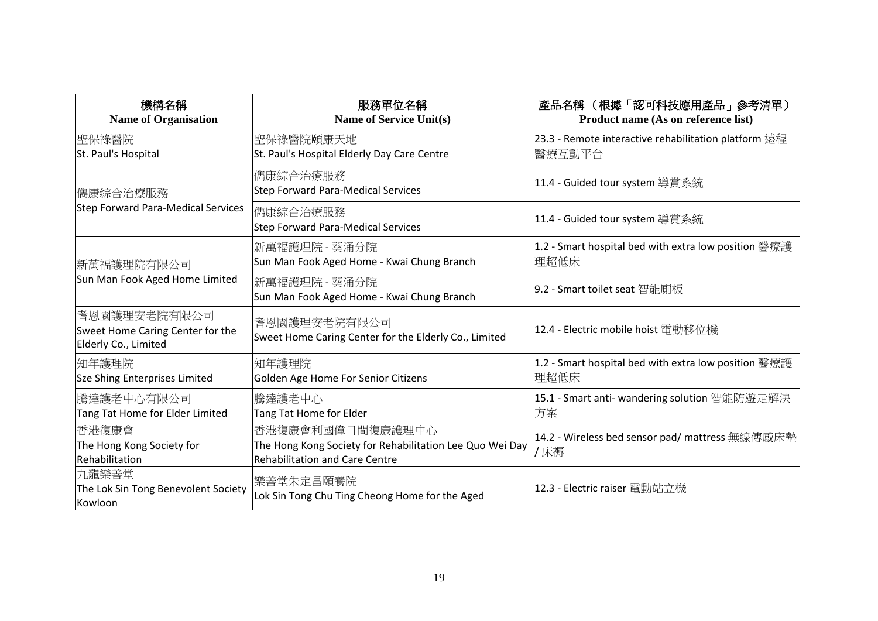| 機構名稱<br>**Name of Organisation** | 服務單位名稱<br>**Name of Service Unit(s)** | 產品名稱 （根據「認可科技應用產品」參考清單）<br>**Product name (As on reference list)** |
|---|---|---|
| 聖保祿醫院<br>St. Paul's Hospital | 聖保祿醫院頤康天地<br>St. Paul's Hospital Elderly Day Care Centre | 23.3 - Remote interactive rehabilitation platform 遠程醫療互動平台 |
| 雋康綜合治療服務<br>Step Forward Para-Medical Services | 雋康綜合治療服務<br>Step Forward Para-Medical Services | 11.4 - Guided tour system 導賞系統 |
| | 雋康綜合治療服務<br>Step Forward Para-Medical Services | 11.4 - Guided tour system 導賞系統 |
| 新萬福護理院有限公司<br>Sun Man Fook Aged Home Limited | 新萬福護理院 - 葵涌分院<br>Sun Man Fook Aged Home - Kwai Chung Branch | 1.2 - Smart hospital bed with extra low position 醫療護理超低床 |
| | 新萬福護理院 - 葵涌分院<br>Sun Man Fook Aged Home - Kwai Chung Branch | 9.2 - Smart toilet seat 智能廁板 |
| 耆恩園護理安老院有限公司<br>Sweet Home Caring Center for the Elderly Co., Limited | 耆恩園護理安老院有限公司<br>Sweet Home Caring Center for the Elderly Co., Limited | 12.4 - Electric mobile hoist 電動移位機 |
| 知年護理院<br>Sze Shing Enterprises Limited | 知年護理院<br>Golden Age Home For Senior Citizens | 1.2 - Smart hospital bed with extra low position 醫療護理超低床 |
| 騰達護老中心有限公司<br>Tang Tat Home for Elder Limited | 騰達護老中心<br>Tang Tat Home for Elder | 15.1 - Smart anti- wandering solution 智能防遊走解決方案 |
| 香港復康會<br>The Hong Kong Society for Rehabilitation | 香港復康會利國偉日間復康護理中心<br>The Hong Kong Society for Rehabilitation Lee Quo Wei Day Rehabilitation and Care Centre | 14.2 - Wireless bed sensor pad/ mattress 無線傳感床墊 / 床褥 |
| 九龍樂善堂<br>The Lok Sin Tong Benevolent Society Kowloon | 樂善堂朱定昌頤養院<br>Lok Sin Tong Chu Ting Cheong Home for the Aged | 12.3 - Electric raiser 電動站立機 |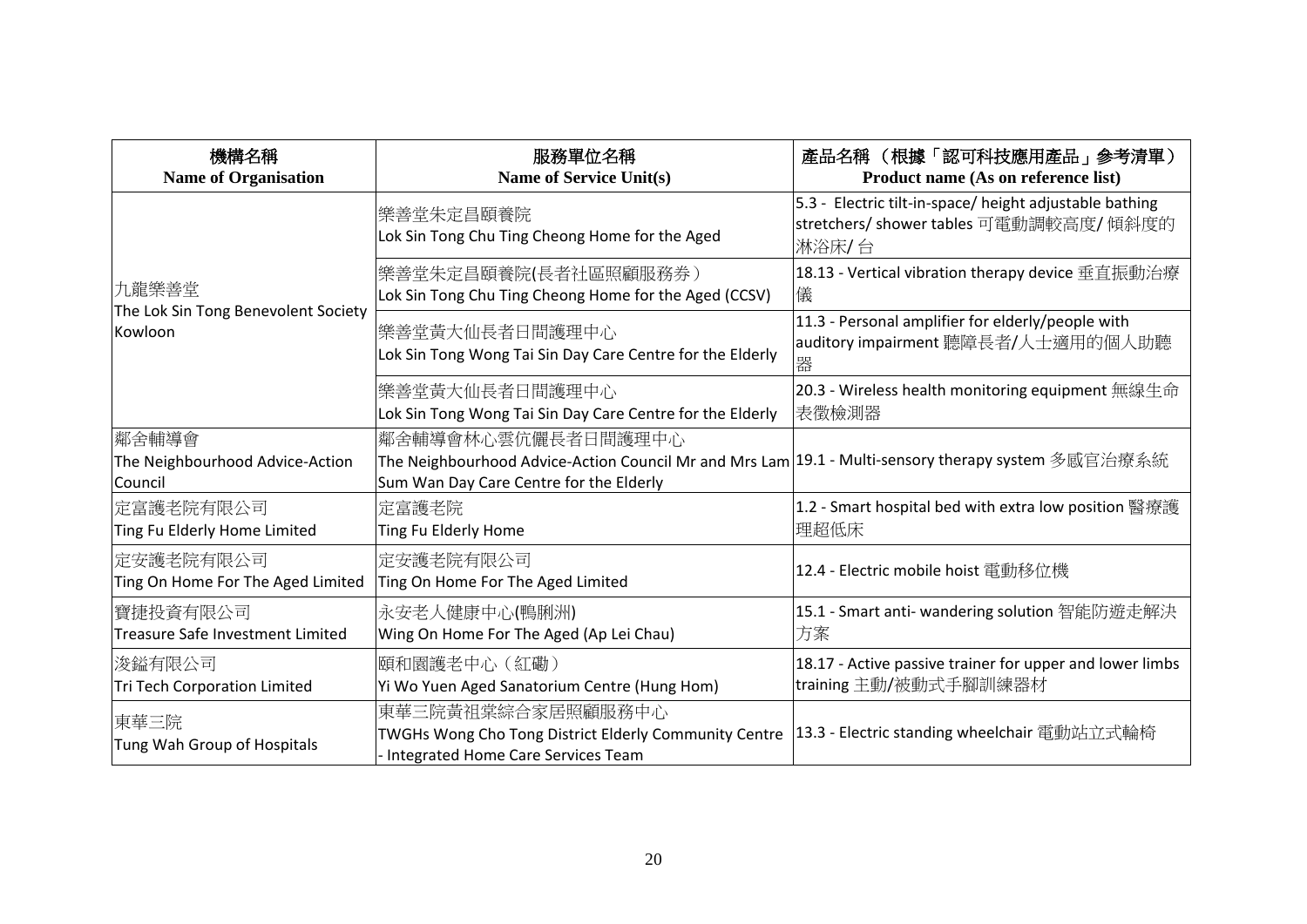| 機構名稱<br>Name of Organisation | 服務單位名稱<br>Name of Service Unit(s) | 產品名稱 （根據「認可科技應用產品」參考清單）<br>Product name (As on reference list) |
|---|---|---|
| 九龍樂善堂<br>The Lok Sin Tong Benevolent Society Kowloon | 樂善堂朱定昌頤養院<br>Lok Sin Tong Chu Ting Cheong Home for the Aged | 5.3 - Electric tilt-in-space/ height adjustable bathing stretchers/ shower tables 可電動調較高度/ 傾斜度的淋浴床/ 台 |
| | 樂善堂朱定昌頤養院(長者社區照顧服務券）<br>Lok Sin Tong Chu Ting Cheong Home for the Aged (CCSV) | 18.13 - Vertical vibration therapy device 垂直振動治療儀 |
| | 樂善堂黃大仙長者日間護理中心<br>Lok Sin Tong Wong Tai Sin Day Care Centre for the Elderly | 11.3 - Personal amplifier for elderly/people with auditory impairment 聽障長者/人士適用的個人助聽器 |
| | 樂善堂黃大仙長者日間護理中心<br>Lok Sin Tong Wong Tai Sin Day Care Centre for the Elderly | 20.3 - Wireless health monitoring equipment 無線生命表徵檢測器 |
| 鄰舍輔導會<br>The Neighbourhood Advice-Action Council | 鄰舍輔導會林心雲伉儷長者日間護理中心<br>The Neighbourhood Advice-Action Council Mr and Mrs Lam Sum Wan Day Care Centre for the Elderly | 19.1 - Multi-sensory therapy system 多感官治療系統 |
| 定富護老院有限公司<br>Ting Fu Elderly Home Limited | 定富護老院<br>Ting Fu Elderly Home | 1.2 - Smart hospital bed with extra low position 醫療護理超低床 |
| 定安護老院有限公司<br>Ting On Home For The Aged Limited | 定安護老院有限公司<br>Ting On Home For The Aged Limited | 12.4 - Electric mobile hoist 電動移位機 |
| 寶捷投資有限公司<br>Treasure Safe Investment Limited | 永安老人健康中心(鴨脷洲)<br>Wing On Home For The Aged (Ap Lei Chau) | 15.1 - Smart anti- wandering solution 智能防遊走解決方案 |
| 浚鎰有限公司<br>Tri Tech Corporation Limited | 頤和園護老中心（紅磡）<br>Yi Wo Yuen Aged Sanatorium Centre (Hung Hom) | 18.17 - Active passive trainer for upper and lower limbs training 主動/被動式手腳訓練器材 |
| 東華三院<br>Tung Wah Group of Hospitals | 東華三院黃祖棠綜合家居照顧服務中心<br>TWGHs Wong Cho Tong District Elderly Community Centre - Integrated Home Care Services Team | 13.3 - Electric standing wheelchair 電動站立式輪椅 |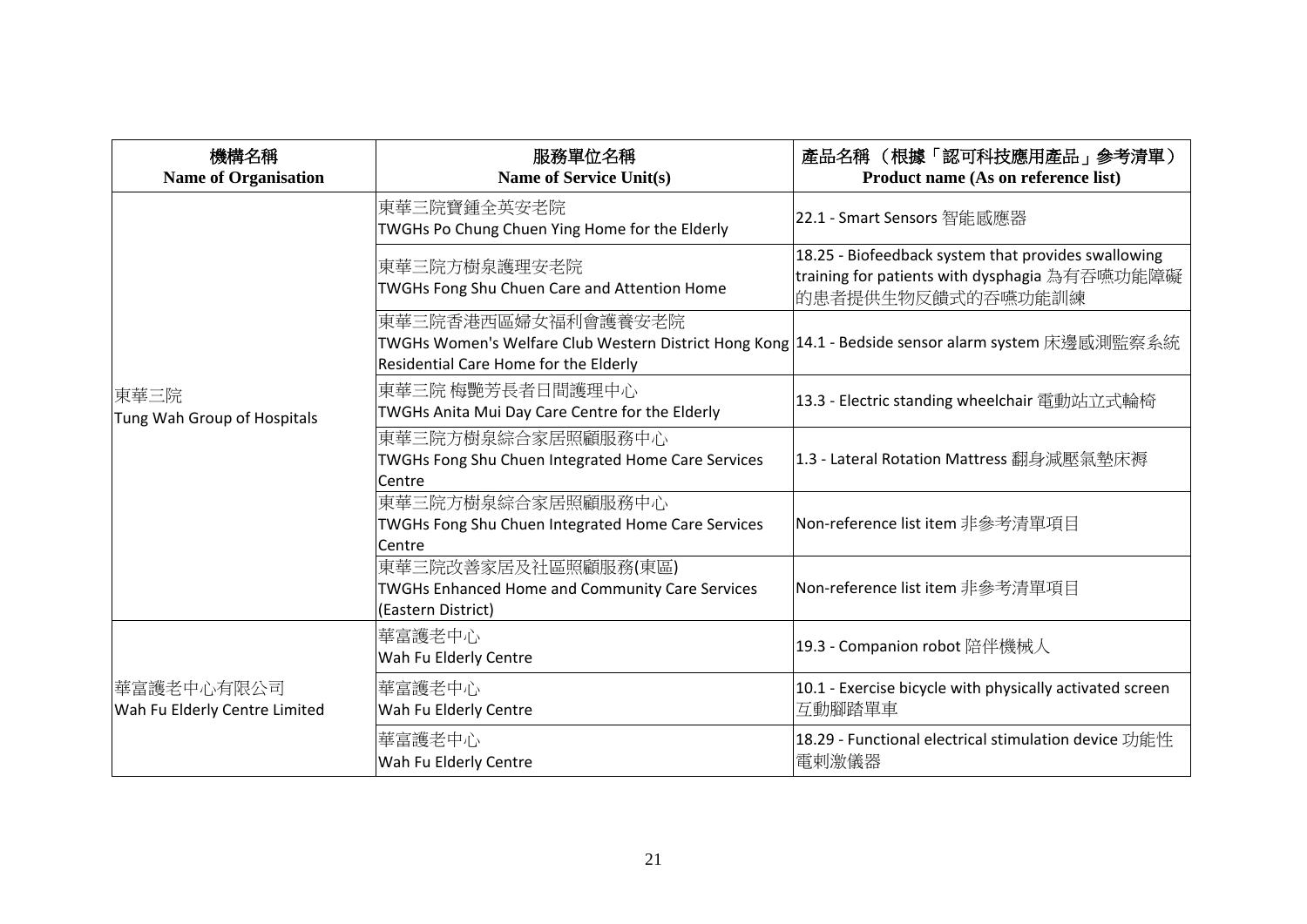| 機構名稱<br>Name of Organisation | 服務單位名稱<br>Name of Service Unit(s) | 產品名稱 （根據「認可科技應用產品」參考清單）<br>Product name (As on reference list) |
|---|---|---|
| 東華三院<br>Tung Wah Group of Hospitals | 東華三院寶鍾全英安老院<br>TWGHs Po Chung Chuen Ying Home for the Elderly | 22.1 - Smart Sensors 智能感應器 |
| | 東華三院方樹泉護理安老院<br>TWGHs Fong Shu Chuen Care and Attention Home | 18.25 - Biofeedback system that provides swallowing training for patients with dysphagia 為有吞嚥功能障礙的患者提供生物反饋式的吞嚥功能訓練 |
| | 東華三院香港西區婦女福利會護養安老院<br>TWGHs Women's Welfare Club Western District Hong Kong Residential Care Home for the Elderly | 14.1 - Bedside sensor alarm system 床邊感測監察系統 |
| | 東華三院 梅艷芳長者日間護理中心<br>TWGHs Anita Mui Day Care Centre for the Elderly | 13.3 - Electric standing wheelchair 電動站立式輪椅 |
| | 東華三院方樹泉綜合家居照顧服務中心<br>TWGHs Fong Shu Chuen Integrated Home Care Services Centre | 1.3 - Lateral Rotation Mattress 翻身減壓氣墊床褥 |
| | 東華三院方樹泉綜合家居照顧服務中心<br>TWGHs Fong Shu Chuen Integrated Home Care Services Centre | Non-reference list item 非參考清單項目 |
| | 東華三院改善家居及社區照顧服務(東區)<br>TWGHs Enhanced Home and Community Care Services (Eastern District) | Non-reference list item 非參考清單項目 |
| 華富護老中心有限公司<br>Wah Fu Elderly Centre Limited | 華富護老中心<br>Wah Fu Elderly Centre | 19.3 - Companion robot 陪伴機械人 |
| | 華富護老中心<br>Wah Fu Elderly Centre | 10.1 - Exercise bicycle with physically activated screen 互動腳踏單車 |
| | 華富護老中心<br>Wah Fu Elderly Centre | 18.29 - Functional electrical stimulation device 功能性電刺激儀器 |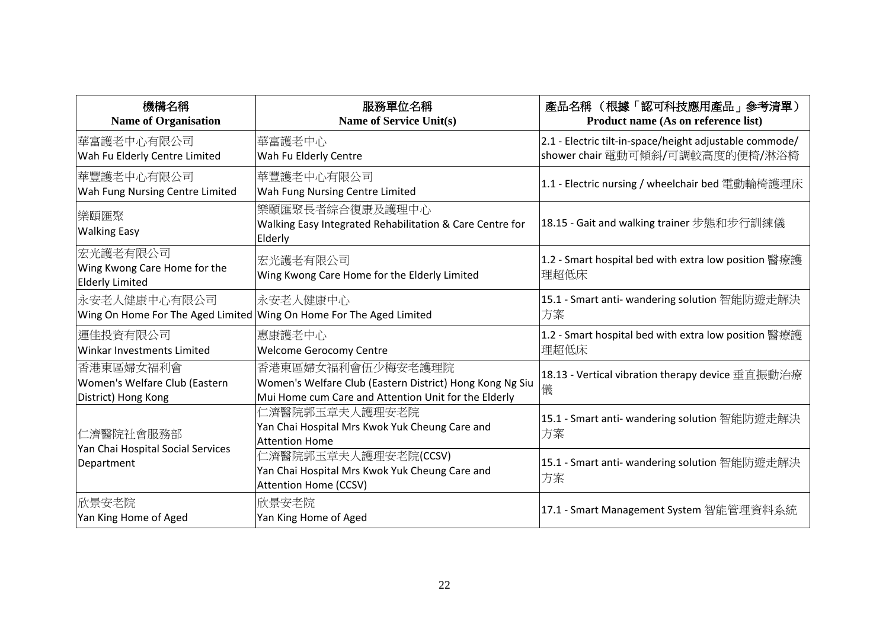| 機構名稱<br>Name of Organisation | 服務單位名稱<br>Name of Service Unit(s) | 產品名稱 （根據「認可科技應用產品」參考清單）<br>Product name (As on reference list) |
|---|---|---|
| 華富護老中心有限公司<br>Wah Fu Elderly Centre Limited | 華富護老中心<br>Wah Fu Elderly Centre | 2.1 - Electric tilt-in-space/height adjustable commode/ shower chair 電動可傾斜/可調較高度的便椅/淋浴椅 |
| 華豐護老中心有限公司<br>Wah Fung Nursing Centre Limited | 華豐護老中心有限公司<br>Wah Fung Nursing Centre Limited | 1.1 - Electric nursing / wheelchair bed 電動輪椅護理床 |
| 樂頤匯聚<br>Walking Easy | 樂頤匯聚長者綜合復康及護理中心<br>Walking Easy Integrated Rehabilitation & Care Centre for Elderly | 18.15 - Gait and walking trainer 步態和步行訓練儀 |
| 宏光護老有限公司<br>Wing Kwong Care Home for the Elderly Limited | 宏光護老有限公司<br>Wing Kwong Care Home for the Elderly Limited | 1.2 - Smart hospital bed with extra low position 醫療護理超低床 |
| 永安老人健康中心有限公司<br>Wing On Home For The Aged Limited | 永安老人健康中心<br>Wing On Home For The Aged Limited | 15.1 - Smart anti- wandering solution 智能防遊走解決方案 |
| 運佳投資有限公司<br>Winkar Investments Limited | 惠康護老中心<br>Welcome Gerocomy Centre | 1.2 - Smart hospital bed with extra low position 醫療護理超低床 |
| 香港東區婦女福利會<br>Women's Welfare Club (Eastern District) Hong Kong | 香港東區婦女福利會伍少梅安老護理院<br>Women's Welfare Club (Eastern District) Hong Kong Ng Siu Mui Home cum Care and Attention Unit for the Elderly | 18.13 - Vertical vibration therapy device 垂直振動治療儀 |
| 仁濟醫院社會服務部<br>Yan Chai Hospital Social Services Department | 仁濟醫院郭玉章夫人護理安老院<br>Yan Chai Hospital Mrs Kwok Yuk Cheung Care and Attention Home | 15.1 - Smart anti- wandering solution 智能防遊走解決方案 |
| | 仁濟醫院郭玉章夫人護理安老院(CCSV)<br>Yan Chai Hospital Mrs Kwok Yuk Cheung Care and Attention Home (CCSV) | 15.1 - Smart anti- wandering solution 智能防遊走解決方案 |
| 欣景安老院<br>Yan King Home of Aged | 欣景安老院<br>Yan King Home of Aged | 17.1 - Smart Management System 智能管理資料系統 |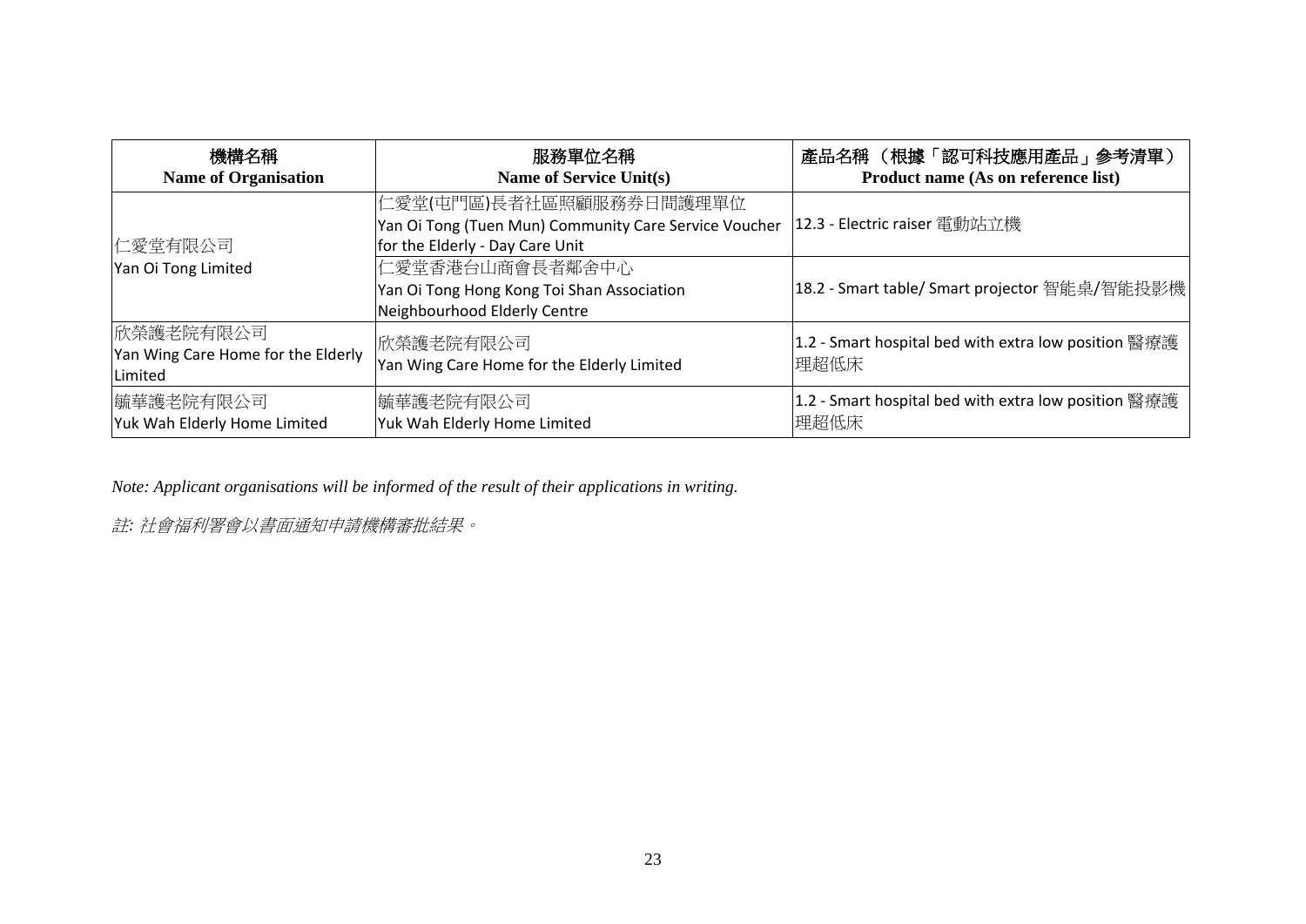| 機構名稱<br>**Name of Organisation** | 服務單位名稱<br>**Name of Service Unit(s)** | 產品名稱 （根據「認可科技應用產品」參考清單）<br>**Product name (As on reference list)** |
|---|---|---|
| 仁愛堂有限公司<br>Yan Oi Tong Limited | 仁愛堂(屯門區)長者社區照顧服務券日間護理單位<br>Yan Oi Tong (Tuen Mun) Community Care Service Voucher for the Elderly - Day Care Unit | 12.3 - Electric raiser 電動站立機 |
| | 仁愛堂香港台山商會長者鄰舍中心<br>Yan Oi Tong Hong Kong Toi Shan Association Neighbourhood Elderly Centre | 18.2 - Smart table/ Smart projector 智能桌/智能投影機 |
| 欣榮護老院有限公司<br>Yan Wing Care Home for the Elderly Limited | 欣榮護老院有限公司<br>Yan Wing Care Home for the Elderly Limited | 1.2 - Smart hospital bed with extra low position 醫療護理超低床 |
| 毓華護老院有限公司<br>Yuk Wah Elderly Home Limited | 毓華護老院有限公司<br>Yuk Wah Elderly Home Limited | 1.2 - Smart hospital bed with extra low position 醫療護理超低床 |

*Note: Applicant organisations will be informed of the result of their applications in writing.*

*註: 社會福利署會以書面通知申請機構審批結果。*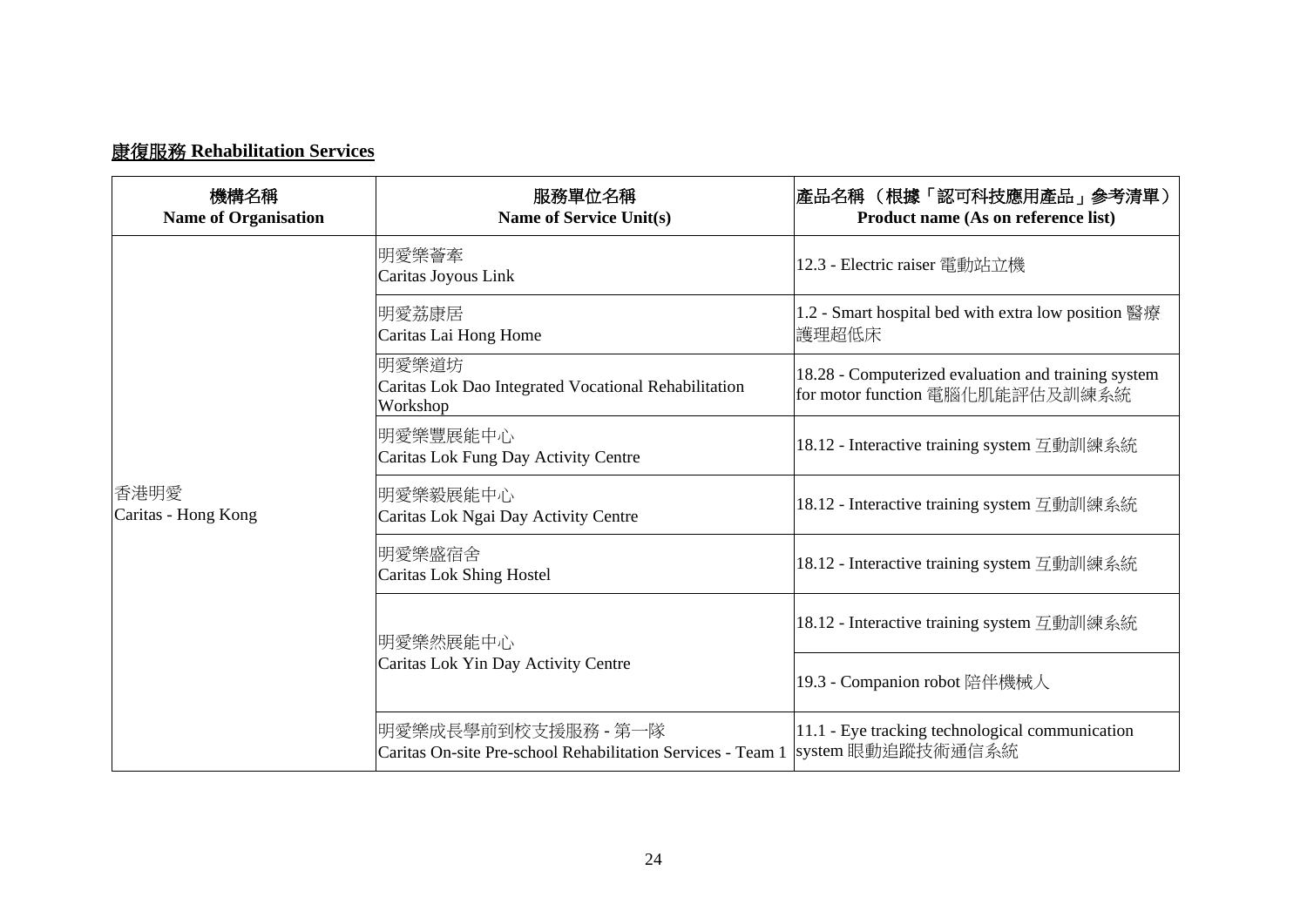## 康復服務 Rehabilitation Services

| 機構名稱<br>Name of Organisation | 服務單位名稱<br>Name of Service Unit(s) | 產品名稱（根據「認可科技應用產品」參考清單）<br>Product name (As on reference list) |
|---|---|---|
| 香港明愛<br>Caritas - Hong Kong | 明愛樂薈牽<br>Caritas Joyous Link | 12.3 - Electric raiser 電動站立機 |
| | 明愛荔康居<br>Caritas Lai Hong Home | 1.2 - Smart hospital bed with extra low position 醫療護理超低床 |
| | 明愛樂道坊<br>Caritas Lok Dao Integrated Vocational Rehabilitation Workshop | 18.28 - Computerized evaluation and training system for motor function 電腦化肌能評估及訓練系統 |
| | 明愛樂豐展能中心<br>Caritas Lok Fung Day Activity Centre | 18.12 - Interactive training system 互動訓練系統 |
| | 明愛樂毅展能中心<br>Caritas Lok Ngai Day Activity Centre | 18.12 - Interactive training system 互動訓練系統 |
| | 明愛樂盛宿舍<br>Caritas Lok Shing Hostel | 18.12 - Interactive training system 互動訓練系統 |
| | 明愛樂然展能中心<br>Caritas Lok Yin Day Activity Centre | 18.12 - Interactive training system 互動訓練系統 |
| | | 19.3 - Companion robot 陪伴機械人 |
| | 明愛樂成長學前到校支援服務 - 第一隊<br>Caritas On-site Pre-school Rehabilitation Services - Team 1 | 11.1 - Eye tracking technological communication system 眼動追蹤技術通信系統 |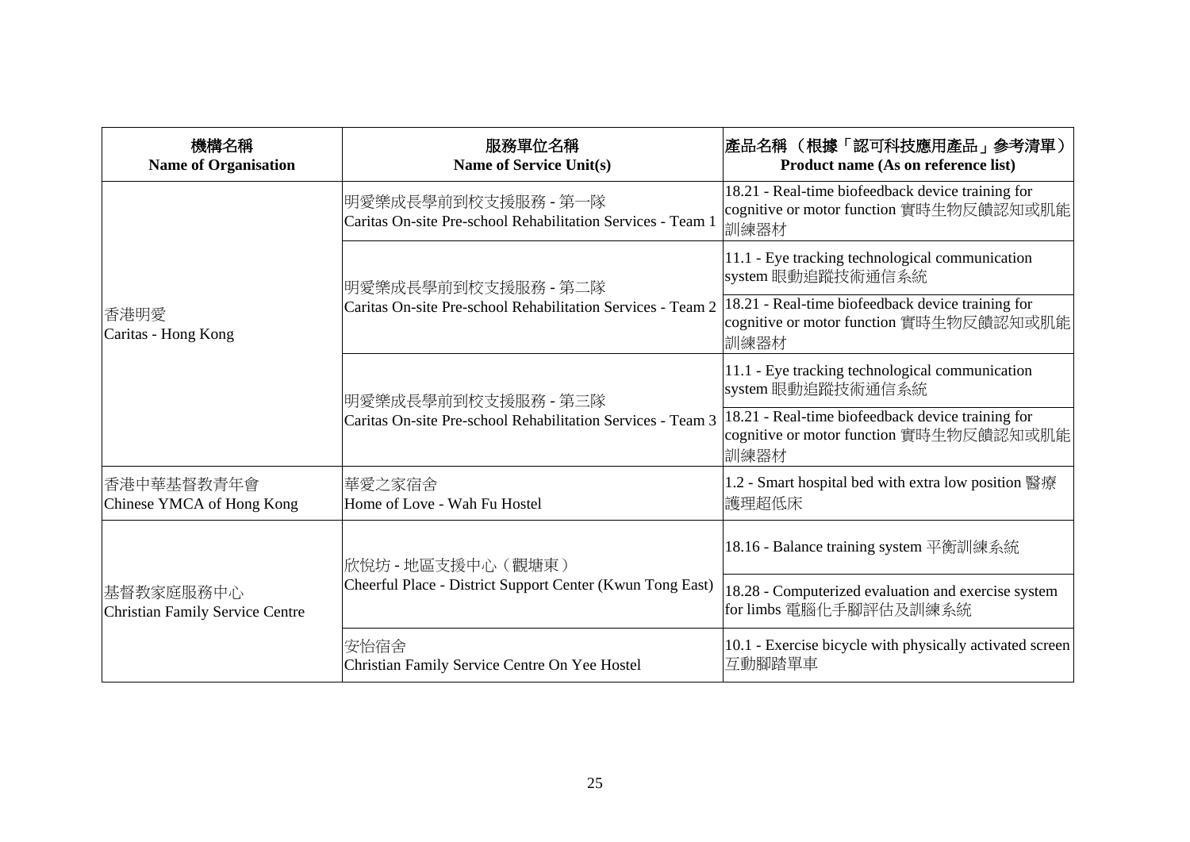| 機構名稱<br>Name of Organisation | 服務單位名稱<br>Name of Service Unit(s) | 產品名稱 （根據「認可科技應用產品」參考清單）<br>Product name (As on reference list) |
| --- | --- | --- |
| 香港明愛<br>Caritas - Hong Kong | 明愛樂成長學前到校支援服務 - 第一隊<br>Caritas On-site Pre-school Rehabilitation Services - Team 1 | 18.21 - Real-time biofeedback device training for cognitive or motor function 實時生物反饋認知或肌能訓練器材 |
| | 明愛樂成長學前到校支援服務 - 第二隊<br>Caritas On-site Pre-school Rehabilitation Services - Team 2 | 11.1 - Eye tracking technological communication system 眼動追蹤技術通信系統 |
| | | 18.21 - Real-time biofeedback device training for cognitive or motor function 實時生物反饋認知或肌能訓練器材 |
| | 明愛樂成長學前到校支援服務 - 第三隊<br>Caritas On-site Pre-school Rehabilitation Services - Team 3 | 11.1 - Eye tracking technological communication system 眼動追蹤技術通信系統 |
| | | 18.21 - Real-time biofeedback device training for cognitive or motor function 實時生物反饋認知或肌能訓練器材 |
| 香港中華基督教青年會<br>Chinese YMCA of Hong Kong | 華愛之家宿舍<br>Home of Love - Wah Fu Hostel | 1.2 - Smart hospital bed with extra low position 醫療護理超低床 |
| 基督教家庭服務中心<br>Christian Family Service Centre | 欣悅坊 - 地區支援中心（觀塘東）<br>Cheerful Place - District Support Center (Kwun Tong East) | 18.16 - Balance training system 平衡訓練系統 |
| | | 18.28 - Computerized evaluation and exercise system for limbs 電腦化手腳評估及訓練系統 |
| | 安怡宿舍<br>Christian Family Service Centre On Yee Hostel | 10.1 - Exercise bicycle with physically activated screen 互動腳踏單車 |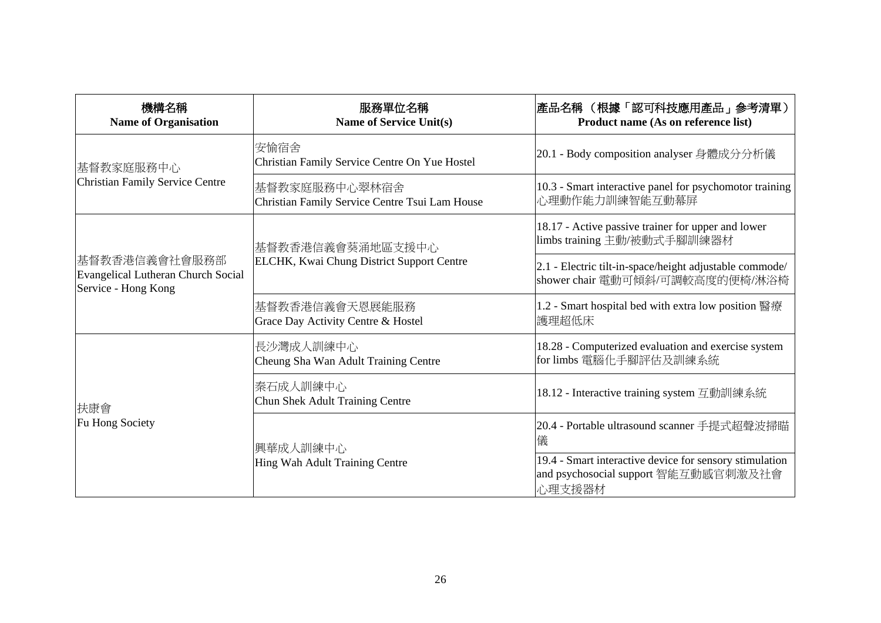| 機構名稱<br>**Name of Organisation** | 服務單位名稱<br>**Name of Service Unit(s)** | 產品名稱 （根據「認可科技應用產品」參考清單）<br>**Product name (As on reference list)** |
|---|---|---|
| 基督教家庭服務中心<br>Christian Family Service Centre | 安愉宿舍<br>Christian Family Service Centre On Yue Hostel | 20.1 - Body composition analyser 身體成分分析儀 |
| | 基督教家庭服務中心翠林宿舍<br>Christian Family Service Centre Tsui Lam House | 10.3 - Smart interactive panel for psychomotor training 心理動作能力訓練智能互動幕屏 |
| 基督教香港信義會社會服務部<br>Evangelical Lutheran Church Social Service - Hong Kong | 基督教香港信義會葵涌地區支援中心<br>ELCHK, Kwai Chung District Support Centre | 18.17 - Active passive trainer for upper and lower limbs training 主動/被動式手腳訓練器材 |
| | | 2.1 - Electric tilt-in-space/height adjustable commode/ shower chair 電動可傾斜/可調較高度的便椅/淋浴椅 |
| | 基督教香港信義會天恩展能服務<br>Grace Day Activity Centre & Hostel | 1.2 - Smart hospital bed with extra low position 醫療護理超低床 |
| 扶康會<br>Fu Hong Society | 長沙灣成人訓練中心<br>Cheung Sha Wan Adult Training Centre | 18.28 - Computerized evaluation and exercise system for limbs 電腦化手腳評估及訓練系統 |
| | 秦石成人訓練中心<br>Chun Shek Adult Training Centre | 18.12 - Interactive training system 互動訓練系統 |
| | 興華成人訓練中心<br>Hing Wah Adult Training Centre | 20.4 - Portable ultrasound scanner 手提式超聲波掃瞄儀 |
| | | 19.4 - Smart interactive device for sensory stimulation and psychosocial support 智能互動感官刺激及社會心理支援器材 |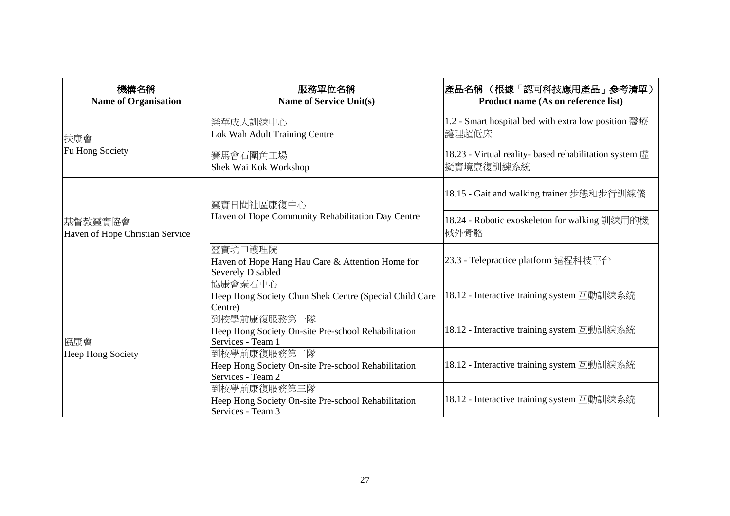| 機構名稱<br>**Name of Organisation** | 服務單位名稱<br>**Name of Service Unit(s)** | 產品名稱 （根據「認可科技應用產品」參考清單）<br>**Product name (As on reference list)** |
| --- | --- | --- |
| 扶康會<br>Fu Hong Society | 樂華成人訓練中心<br>Lok Wah Adult Training Centre | 1.2 - Smart hospital bed with extra low position 醫療護理超低床 |
| | 賽馬會石圍角工場<br>Shek Wai Kok Workshop | 18.23 - Virtual reality- based rehabilitation system 虛擬實境康復訓練系統 |
| 基督教靈實協會<br>Haven of Hope Christian Service | 靈實日間社區康復中心<br>Haven of Hope Community Rehabilitation Day Centre | 18.15 - Gait and walking trainer 步態和步行訓練儀 |
| | | 18.24 - Robotic exoskeleton for walking 訓練用的機械外骨骼 |
| | 靈實坑口護理院<br>Haven of Hope Hang Hau Care & Attention Home for Severely Disabled | 23.3 - Telepractice platform 遠程科技平台 |
| 協康會<br>Heep Hong Society | 協康會秦石中心<br>Heep Hong Society Chun Shek Centre (Special Child Care Centre) | 18.12 - Interactive training system 互動訓練系統 |
| | 到校學前康復服務第一隊<br>Heep Hong Society On-site Pre-school Rehabilitation Services - Team 1 | 18.12 - Interactive training system 互動訓練系統 |
| | 到校學前康復服務第二隊<br>Heep Hong Society On-site Pre-school Rehabilitation Services - Team 2 | 18.12 - Interactive training system 互動訓練系統 |
| | 到校學前康復服務第三隊<br>Heep Hong Society On-site Pre-school Rehabilitation Services - Team 3 | 18.12 - Interactive training system 互動訓練系統 |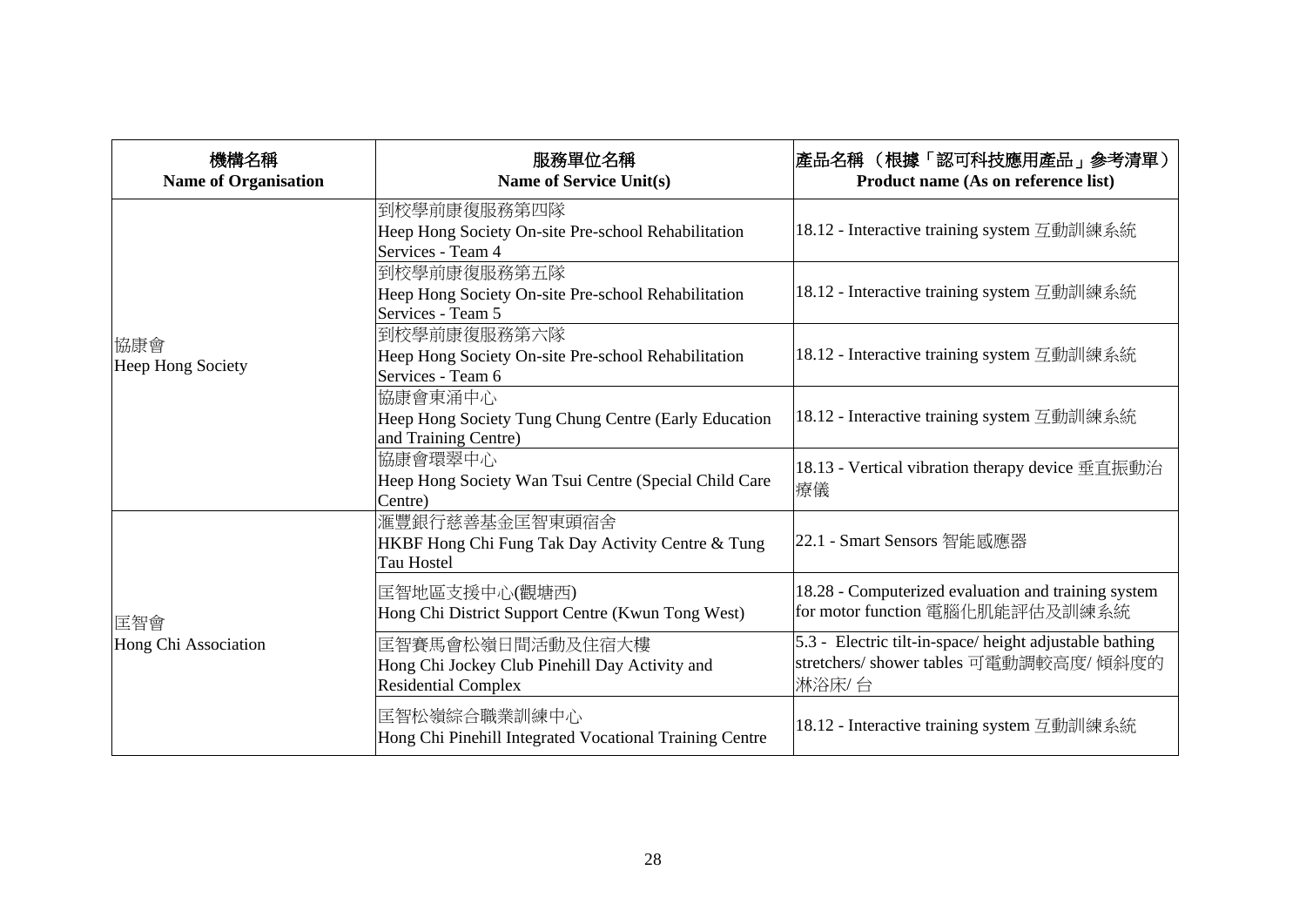| 機構名稱<br>**Name of Organisation** | 服務單位名稱<br>**Name of Service Unit(s)** | 產品名稱 （根據「認可科技應用產品」參考清單）<br>**Product name (As on reference list)** |
|---|---|---|
| 協康會<br>Heep Hong Society | 到校學前康復服務第四隊<br>Heep Hong Society On-site Pre-school Rehabilitation Services - Team 4 | 18.12 - Interactive training system 互動訓練系統 |
| | 到校學前康復服務第五隊<br>Heep Hong Society On-site Pre-school Rehabilitation Services - Team 5 | 18.12 - Interactive training system 互動訓練系統 |
| | 到校學前康復服務第六隊<br>Heep Hong Society On-site Pre-school Rehabilitation Services - Team 6 | 18.12 - Interactive training system 互動訓練系統 |
| | 協康會東涌中心<br>Heep Hong Society Tung Chung Centre (Early Education and Training Centre) | 18.12 - Interactive training system 互動訓練系統 |
| | 協康會環翠中心<br>Heep Hong Society Wan Tsui Centre (Special Child Care Centre) | 18.13 - Vertical vibration therapy device 垂直振動治療儀 |
| 匡智會<br>Hong Chi Association | 滙豐銀行慈善基金匡智東頭宿舍<br>HKBF Hong Chi Fung Tak Day Activity Centre & Tung Tau Hostel | 22.1 - Smart Sensors 智能感應器 |
| | 匡智地區支援中心(觀塘西)<br>Hong Chi District Support Centre (Kwun Tong West) | 18.28 - Computerized evaluation and training system for motor function 電腦化肌能評估及訓練系統 |
| | 匡智賽馬會松嶺日間活動及住宿大樓<br>Hong Chi Jockey Club Pinehill Day Activity and Residential Complex | 5.3 - Electric tilt-in-space/ height adjustable bathing stretchers/ shower tables 可電動調較高度/ 傾斜度的淋浴床/ 台 |
| | 匡智松嶺綜合職業訓練中心<br>Hong Chi Pinehill Integrated Vocational Training Centre | 18.12 - Interactive training system 互動訓練系統 |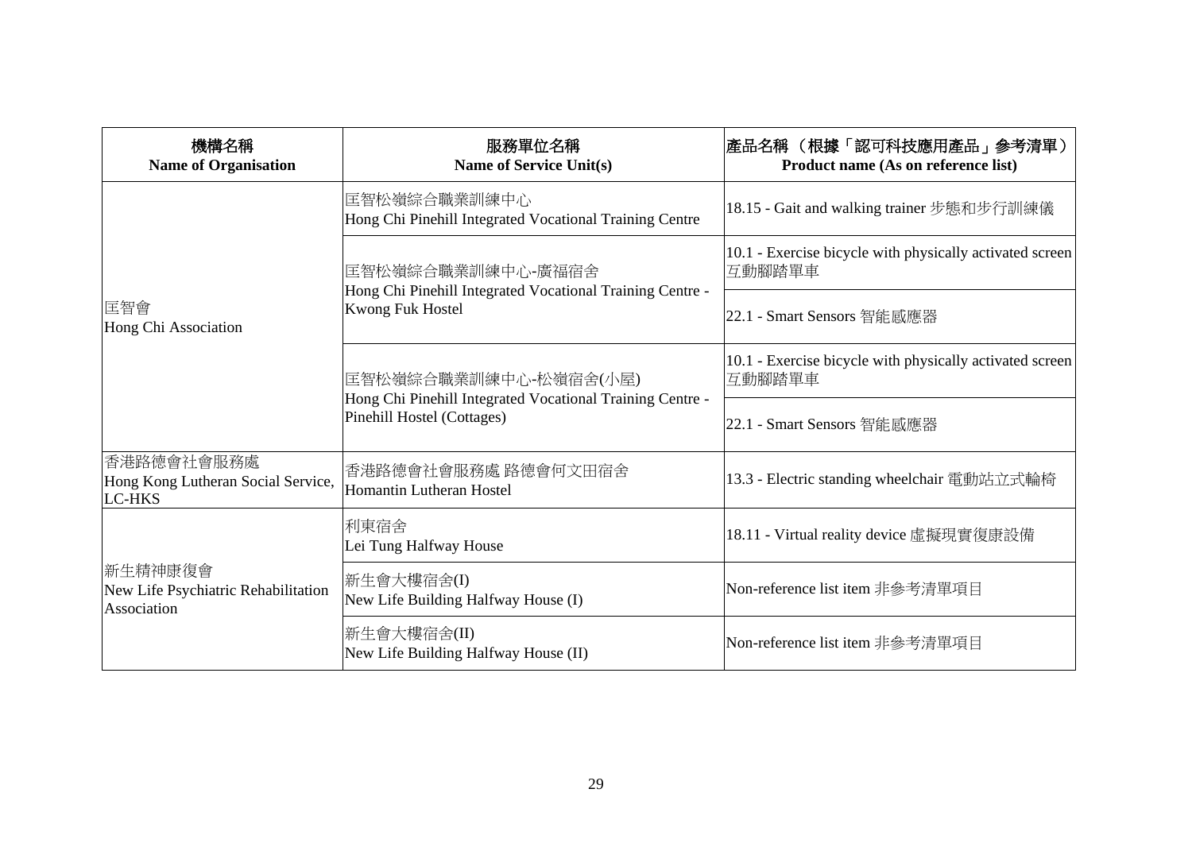| 機構名稱<br>**Name of Organisation** | 服務單位名稱<br>**Name of Service Unit(s)** | 產品名稱（根據「認可科技應用產品」參考清單）<br>**Product name (As on reference list)** |
|---|---|---|
| 匡智會<br>Hong Chi Association | 匡智松嶺綜合職業訓練中心<br>Hong Chi Pinehill Integrated Vocational Training Centre | 18.15 - Gait and walking trainer 步態和步行訓練儀 |
| | 匡智松嶺綜合職業訓練中心-廣福宿舍<br>Hong Chi Pinehill Integrated Vocational Training Centre - Kwong Fuk Hostel | 10.1 - Exercise bicycle with physically activated screen 互動腳踏單車 |
| | | 22.1 - Smart Sensors 智能感應器 |
| | 匡智松嶺綜合職業訓練中心-松嶺宿舍(小屋)<br>Hong Chi Pinehill Integrated Vocational Training Centre - Pinehill Hostel (Cottages) | 10.1 - Exercise bicycle with physically activated screen 互動腳踏單車 |
| | | 22.1 - Smart Sensors 智能感應器 |
| 香港路德會社會服務處<br>Hong Kong Lutheran Social Service, LC-HKS | 香港路德會社會服務處 路德會何文田宿舍<br>Homantin Lutheran Hostel | 13.3 - Electric standing wheelchair 電動站立式輪椅 |
| 新生精神康復會<br>New Life Psychiatric Rehabilitation Association | 利東宿舍<br>Lei Tung Halfway House | 18.11 - Virtual reality device 虛擬現實復康設備 |
| | 新生會大樓宿舍(I)<br>New Life Building Halfway House (I) | Non-reference list item 非參考清單項目 |
| | 新生會大樓宿舍(II)<br>New Life Building Halfway House (II) | Non-reference list item 非參考清單項目 |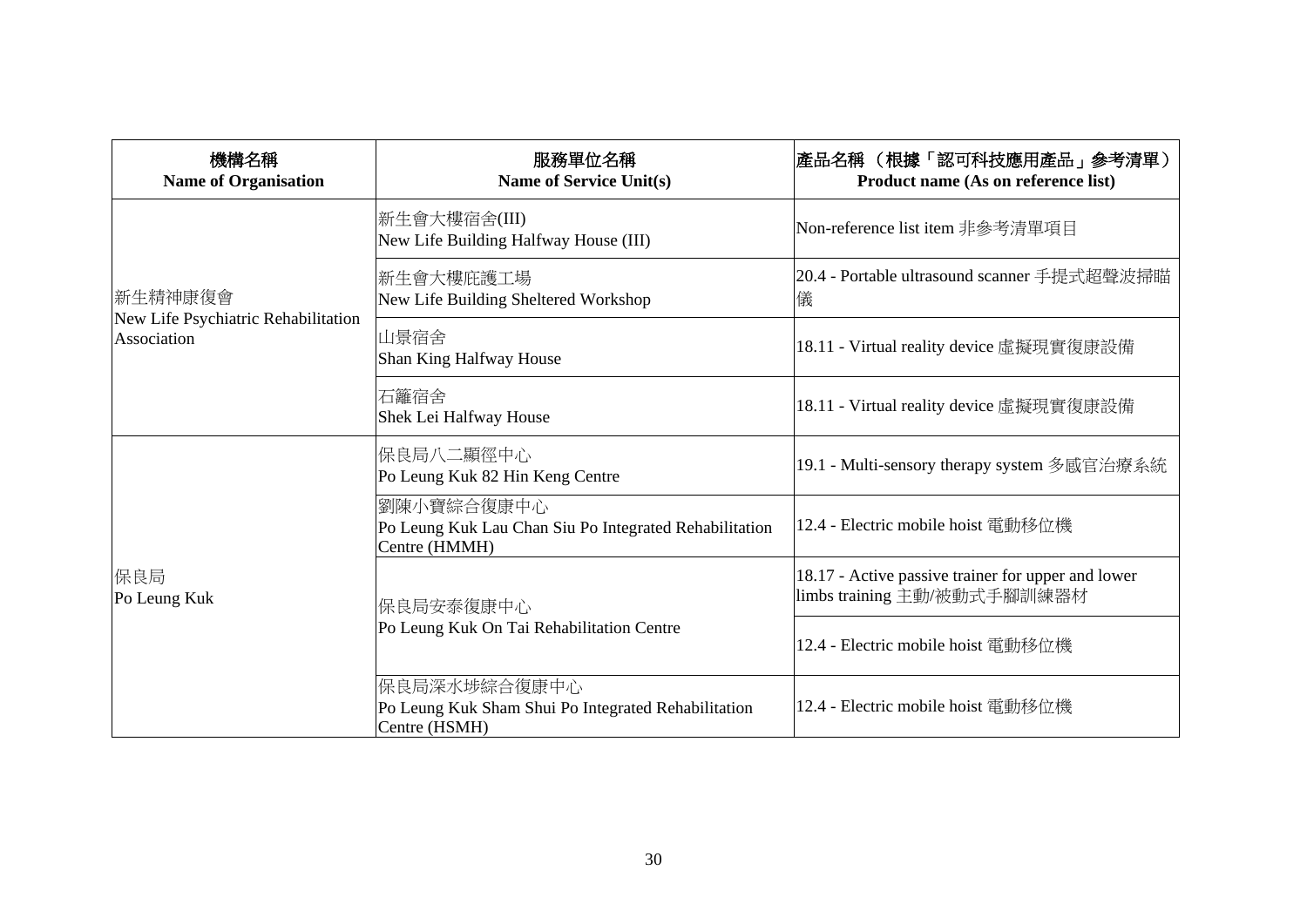| 機構名稱<br>**Name of Organisation** | 服務單位名稱<br>**Name of Service Unit(s)** | 產品名稱（根據「認可科技應用產品」參考清單）<br>**Product name (As on reference list)** |
|---|---|---|
| 新生精神康復會<br>New Life Psychiatric Rehabilitation Association | 新生會大樓宿舍(III)<br>New Life Building Halfway House (III) | Non-reference list item 非參考清單項目 |
| | 新生會大樓庇護工場<br>New Life Building Sheltered Workshop | 20.4 - Portable ultrasound scanner 手提式超聲波掃瞄儀 |
| | 山景宿舍<br>Shan King Halfway House | 18.11 - Virtual reality device 虛擬現實復康設備 |
| | 石籬宿舍<br>Shek Lei Halfway House | 18.11 - Virtual reality device 虛擬現實復康設備 |
| 保良局<br>Po Leung Kuk | 保良局八二顯徑中心<br>Po Leung Kuk 82 Hin Keng Centre | 19.1 - Multi-sensory therapy system 多感官治療系統 |
| | 劉陳小寶綜合復康中心<br>Po Leung Kuk Lau Chan Siu Po Integrated Rehabilitation Centre (HMMH) | 12.4 - Electric mobile hoist 電動移位機 |
| | 保良局安泰復康中心<br>Po Leung Kuk On Tai Rehabilitation Centre | 18.17 - Active passive trainer for upper and lower limbs training 主動/被動式手腳訓練器材 |
| | | 12.4 - Electric mobile hoist 電動移位機 |
| | 保良局深水埗綜合復康中心<br>Po Leung Kuk Sham Shui Po Integrated Rehabilitation Centre (HSMH) | 12.4 - Electric mobile hoist 電動移位機 |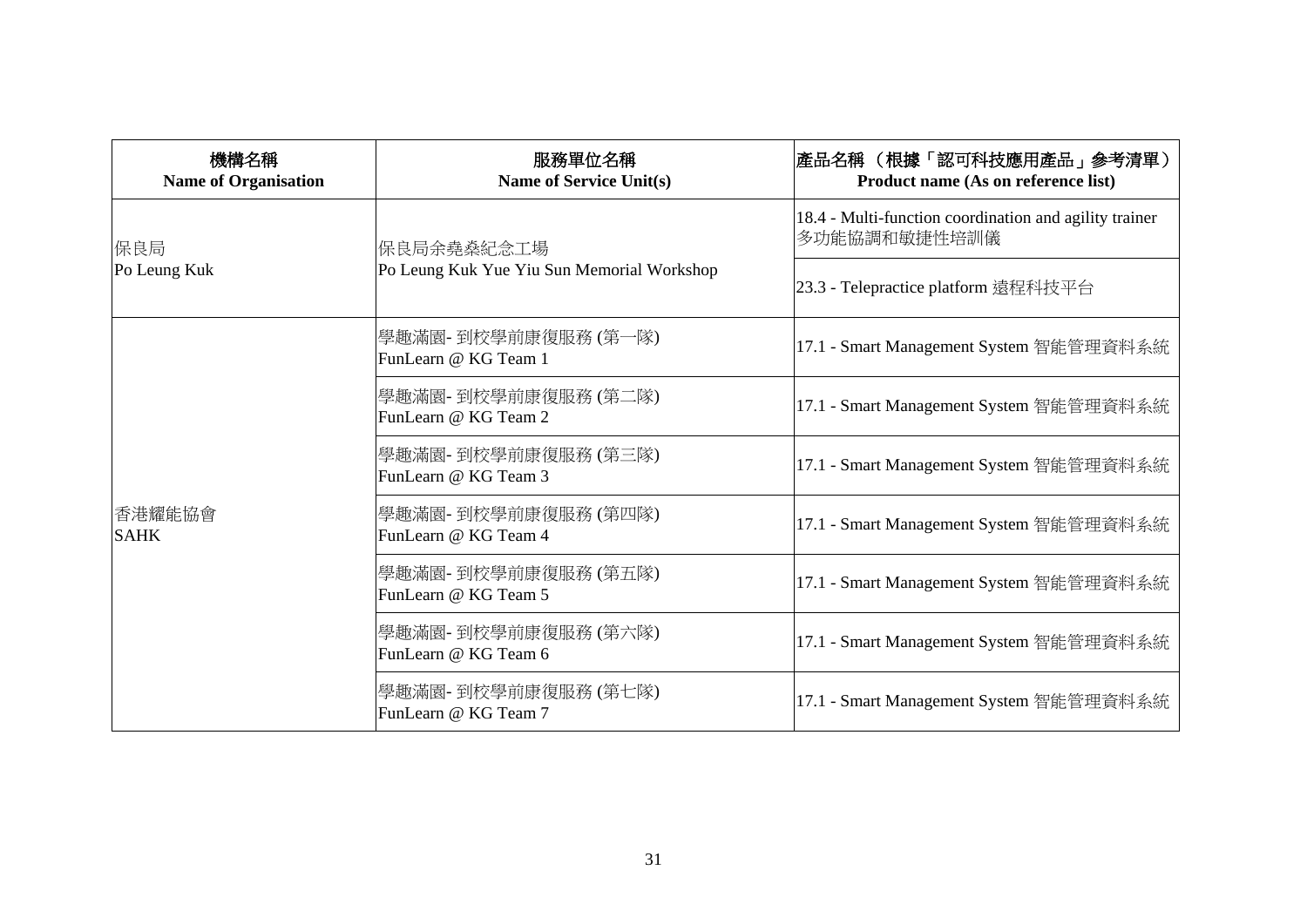| 機構名稱<br>**Name of Organisation** | 服務單位名稱<br>**Name of Service Unit(s)** | 產品名稱 （根據「認可科技應用產品」參考清單）<br>**Product name (As on reference list)** |
|---|---|---|
| 保良局<br>Po Leung Kuk | 保良局余堯燊紀念工場<br>Po Leung Kuk Yue Yiu Sun Memorial Workshop | 18.4 - Multi-function coordination and agility trainer 多功能協調和敏捷性培訓儀 |
| | | 23.3 - Telepractice platform 遠程科技平台 |
| 香港耀能協會<br>SAHK | 學趣滿園- 到校學前康復服務 (第一隊)<br>FunLearn @ KG Team 1 | 17.1 - Smart Management System 智能管理資料系統 |
| | 學趣滿園- 到校學前康復服務 (第二隊)<br>FunLearn @ KG Team 2 | 17.1 - Smart Management System 智能管理資料系統 |
| | 學趣滿園- 到校學前康復服務 (第三隊)<br>FunLearn @ KG Team 3 | 17.1 - Smart Management System 智能管理資料系統 |
| | 學趣滿園- 到校學前康復服務 (第四隊)<br>FunLearn @ KG Team 4 | 17.1 - Smart Management System 智能管理資料系統 |
| | 學趣滿園- 到校學前康復服務 (第五隊)<br>FunLearn @ KG Team 5 | 17.1 - Smart Management System 智能管理資料系統 |
| | 學趣滿園- 到校學前康復服務 (第六隊)<br>FunLearn @ KG Team 6 | 17.1 - Smart Management System 智能管理資料系統 |
| | 學趣滿園- 到校學前康復服務 (第七隊)<br>FunLearn @ KG Team 7 | 17.1 - Smart Management System 智能管理資料系統 |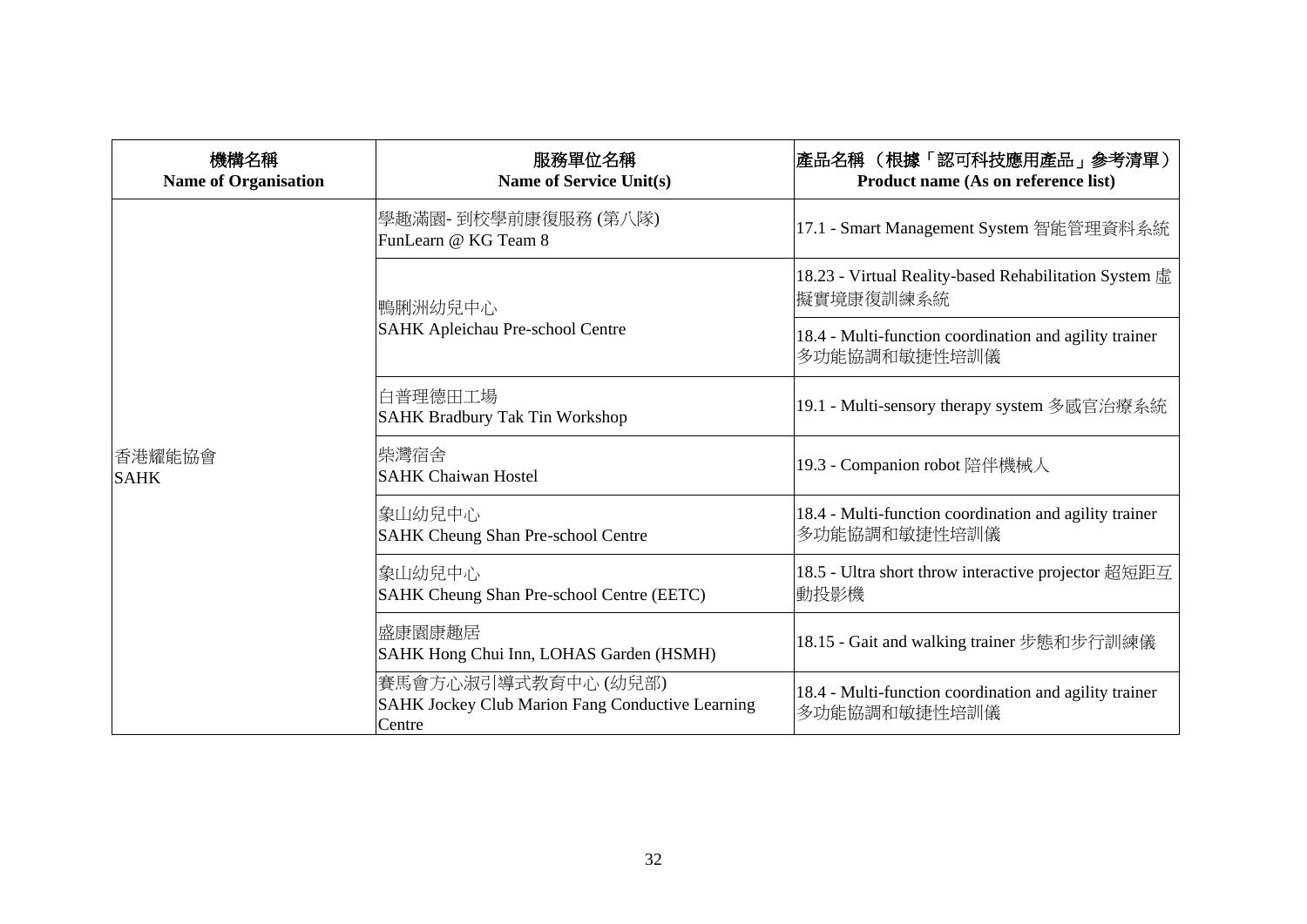| 機構名稱<br>**Name of Organisation** | 服務單位名稱<br>**Name of Service Unit(s)** | 產品名稱 (根據「認可科技應用產品」參考清單)<br>**Product name (As on reference list)** |
|---|---|---|
| 香港耀能協會<br>SAHK | 學趣滿園- 到校學前康復服務 (第八隊)<br>FunLearn @ KG Team 8 | 17.1 - Smart Management System 智能管理資料系統 |
| | 鴨脷洲幼兒中心<br>SAHK Apleichau Pre-school Centre | 18.23 - Virtual Reality-based Rehabilitation System 虛擬實境康復訓練系統 |
| | | 18.4 - Multi-function coordination and agility trainer 多功能協調和敏捷性培訓儀 |
| | 白普理德田工場<br>SAHK Bradbury Tak Tin Workshop | 19.1 - Multi-sensory therapy system 多感官治療系統 |
| | 柴灣宿舍<br>SAHK Chaiwan Hostel | 19.3 - Companion robot 陪伴機械人 |
| | 象山幼兒中心<br>SAHK Cheung Shan Pre-school Centre | 18.4 - Multi-function coordination and agility trainer 多功能協調和敏捷性培訓儀 |
| | 象山幼兒中心<br>SAHK Cheung Shan Pre-school Centre (EETC) | 18.5 - Ultra short throw interactive projector 超短距互動投影機 |
| | 盛康園康趣居<br>SAHK Hong Chui Inn, LOHAS Garden (HSMH) | 18.15 - Gait and walking trainer 步態和步行訓練儀 |
| | 賽馬會方心淑引導式教育中心 (幼兒部)<br>SAHK Jockey Club Marion Fang Conductive Learning Centre | 18.4 - Multi-function coordination and agility trainer 多功能協調和敏捷性培訓儀 |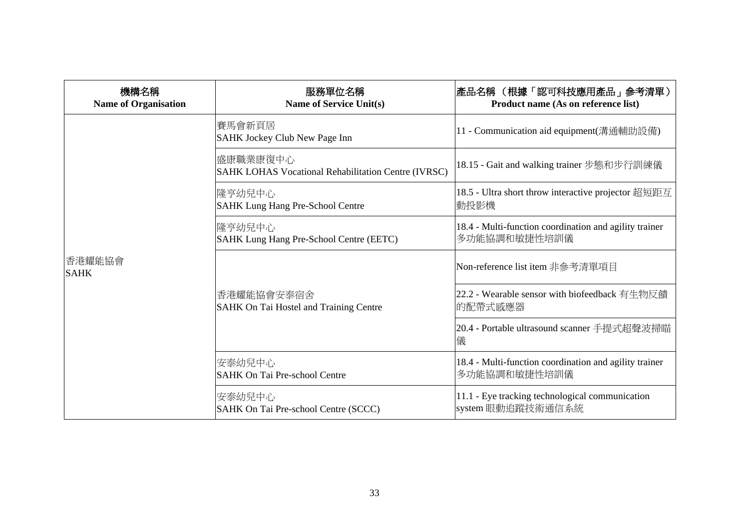| 機構名稱<br>**Name of Organisation** | 服務單位名稱<br>**Name of Service Unit(s)** | 產品名稱 （根據「認可科技應用產品」參考清單）<br>**Product name (As on reference list)** |
|---|---|---|
| 香港耀能協會<br>SAHK | 賽馬會新頁居<br>SAHK Jockey Club New Page Inn | 11 - Communication aid equipment(溝通輔助設備) |
| | 盛康職業康復中心<br>SAHK LOHAS Vocational Rehabilitation Centre (IVRSC) | 18.15 - Gait and walking trainer 步態和步行訓練儀 |
| | 隆亨幼兒中心<br>SAHK Lung Hang Pre-School Centre | 18.5 - Ultra short throw interactive projector 超短距互動投影機 |
| | 隆亨幼兒中心<br>SAHK Lung Hang Pre-School Centre (EETC) | 18.4 - Multi-function coordination and agility trainer 多功能協調和敏捷性培訓儀 |
| | 香港耀能協會安泰宿舍<br>SAHK On Tai Hostel and Training Centre | Non-reference list item 非參考清單項目 |
| | | 22.2 - Wearable sensor with biofeedback 有生物反饋的配帶式感應器 |
| | | 20.4 - Portable ultrasound scanner 手提式超聲波掃瞄儀 |
| | 安泰幼兒中心<br>SAHK On Tai Pre-school Centre | 18.4 - Multi-function coordination and agility trainer 多功能協調和敏捷性培訓儀 |
| | 安泰幼兒中心<br>SAHK On Tai Pre-school Centre (SCCC) | 11.1 - Eye tracking technological communication system 眼動追蹤技術通信系統 |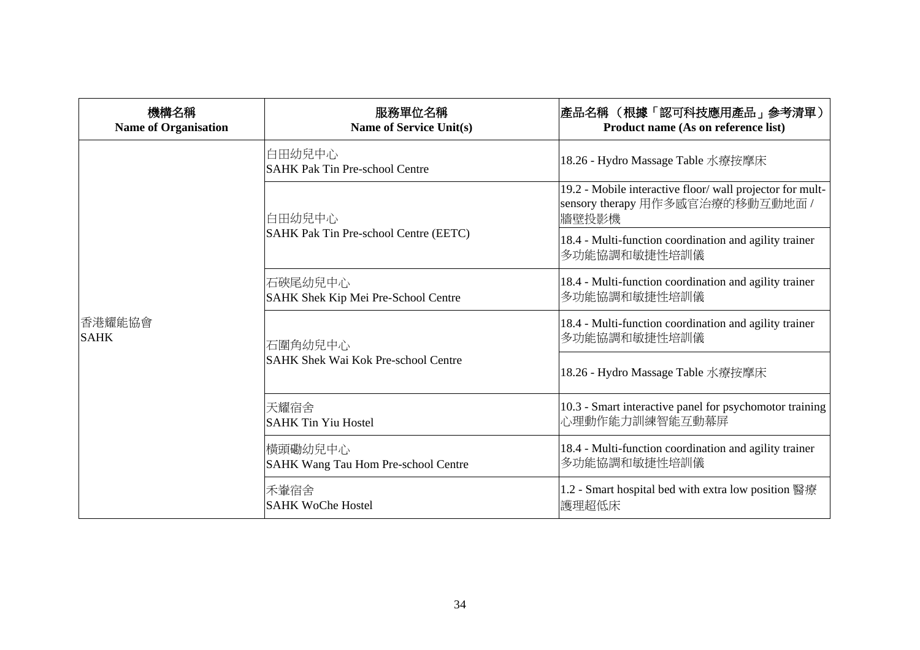| 機構名稱<br>**Name of Organisation** | 服務單位名稱<br>**Name of Service Unit(s)** | 產品名稱（根據「認可科技應用產品」參考清單）<br>**Product name (As on reference list)** |
|---|---|---|
| 香港耀能協會<br>SAHK | 白田幼兒中心<br>SAHK Pak Tin Pre-school Centre | 18.26 - Hydro Massage Table 水療按摩床 |
| | 白田幼兒中心<br>SAHK Pak Tin Pre-school Centre (EETC) | 19.2 - Mobile interactive floor/ wall projector for mult-sensory therapy 用作多感官治療的移動互動地面 / 牆壁投影機 |
| | | 18.4 - Multi-function coordination and agility trainer 多功能協調和敏捷性培訓儀 |
| | 石硤尾幼兒中心<br>SAHK Shek Kip Mei Pre-School Centre | 18.4 - Multi-function coordination and agility trainer 多功能協調和敏捷性培訓儀 |
| | 石圍角幼兒中心<br>SAHK Shek Wai Kok Pre-school Centre | 18.4 - Multi-function coordination and agility trainer 多功能協調和敏捷性培訓儀 |
| | | 18.26 - Hydro Massage Table 水療按摩床 |
| | 天耀宿舍<br>SAHK Tin Yiu Hostel | 10.3 - Smart interactive panel for psychomotor training 心理動作能力訓練智能互動幕屏 |
| | 橫頭磡幼兒中心<br>SAHK Wang Tau Hom Pre-school Centre | 18.4 - Multi-function coordination and agility trainer 多功能協調和敏捷性培訓儀 |
| | 禾輋宿舍<br>SAHK WoChe Hostel | 1.2 - Smart hospital bed with extra low position 醫療護理超低床 |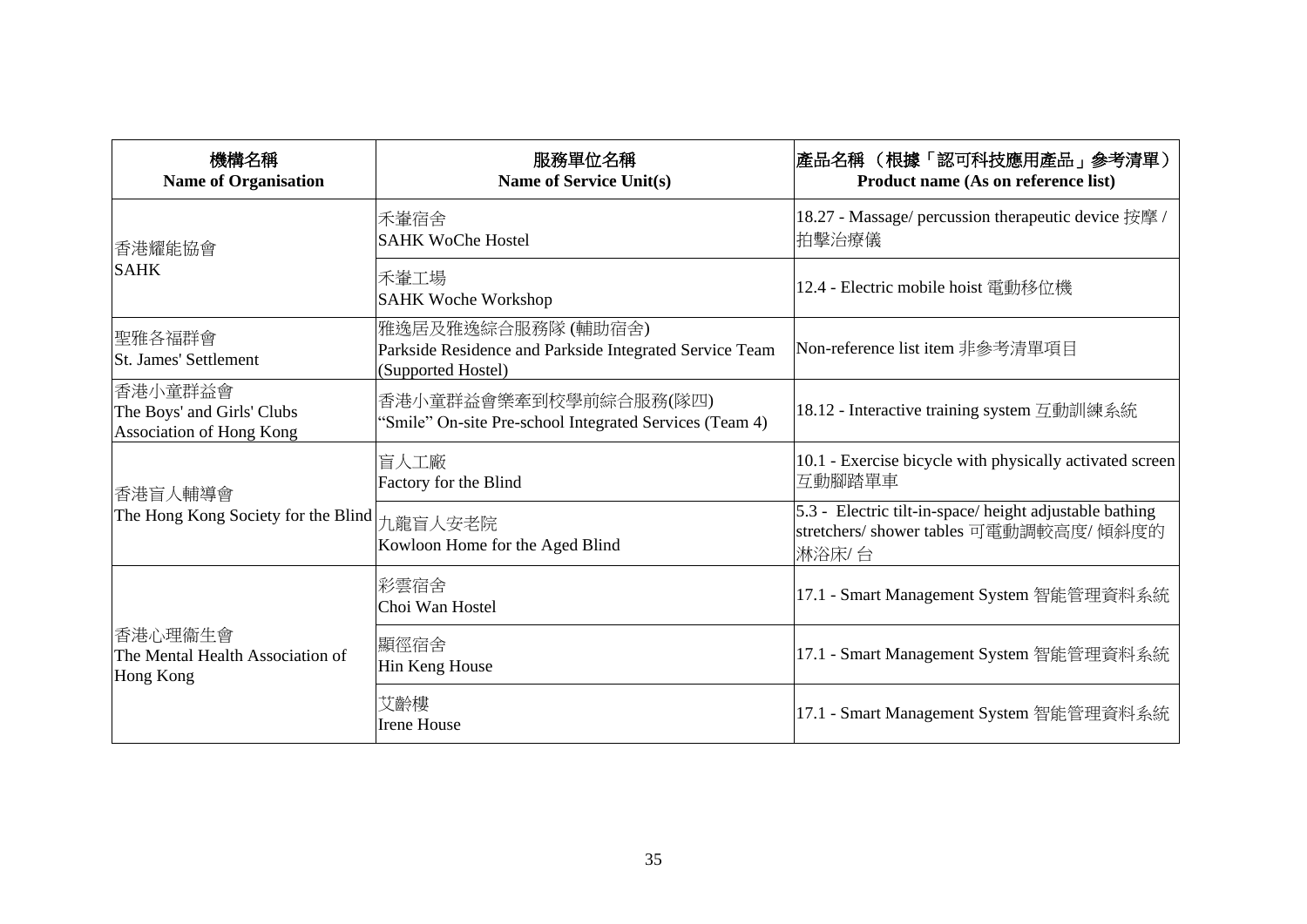| 機構名稱<br>**Name of Organisation** | 服務單位名稱<br>**Name of Service Unit(s)** | 產品名稱 （根據「認可科技應用產品」參考清單）<br>**Product name (As on reference list)** |
|---|---|---|
| 香港耀能協會<br>SAHK | 禾輋宿舍<br>SAHK WoChe Hostel | 18.27 - Massage/ percussion therapeutic device 按摩 / 拍擊治療儀 |
| | 禾輋工場<br>SAHK Woche Workshop | 12.4 - Electric mobile hoist 電動移位機 |
| 聖雅各福群會<br>St. James' Settlement | 雅逸居及雅逸綜合服務隊 (輔助宿舍)<br>Parkside Residence and Parkside Integrated Service Team (Supported Hostel) | Non-reference list item 非參考清單項目 |
| 香港小童群益會<br>The Boys' and Girls' Clubs Association of Hong Kong | 香港小童群益會樂牽到校學前綜合服務(隊四)<br>"Smile" On-site Pre-school Integrated Services (Team 4) | 18.12 - Interactive training system 互動訓練系統 |
| 香港盲人輔導會<br>The Hong Kong Society for the Blind | 盲人工廠<br>Factory for the Blind | 10.1 - Exercise bicycle with physically activated screen 互動腳踏單車 |
| | 九龍盲人安老院<br>Kowloon Home for the Aged Blind | 5.3 - Electric tilt-in-space/ height adjustable bathing stretchers/ shower tables 可電動調較高度/ 傾斜度的淋浴床/ 台 |
| 香港心理衞生會<br>The Mental Health Association of Hong Kong | 彩雲宿舍<br>Choi Wan Hostel | 17.1 - Smart Management System 智能管理資料系統 |
| | 顯徑宿舍<br>Hin Keng House | 17.1 - Smart Management System 智能管理資料系統 |
| | 艾齡樓<br>Irene House | 17.1 - Smart Management System 智能管理資料系統 |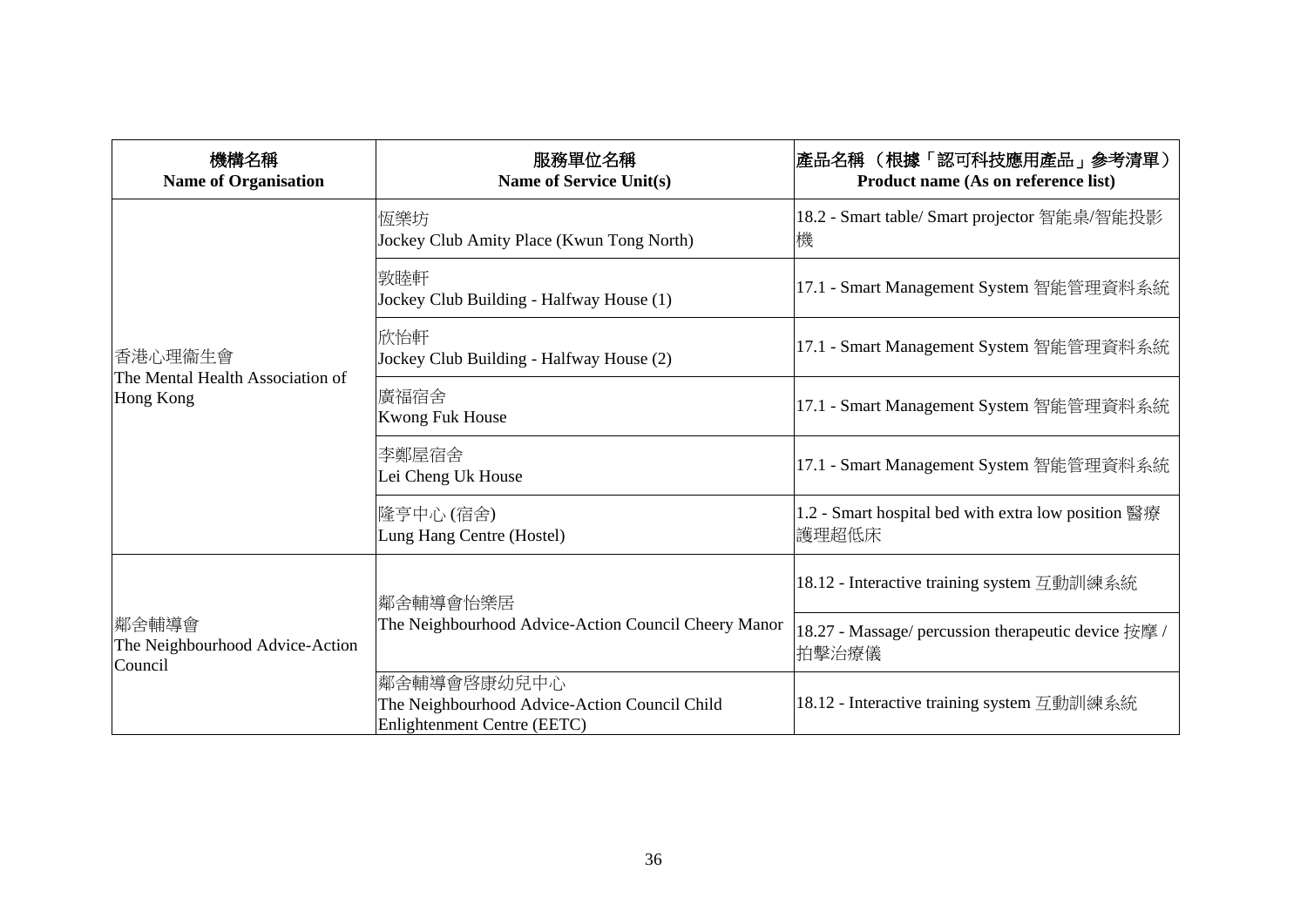| 機構名稱<br>**Name of Organisation** | 服務單位名稱<br>**Name of Service Unit(s)** | 產品名稱（根據「認可科技應用產品」參考清單）<br>**Product name (As on reference list)** |
|---|---|---|
| 香港心理衞生會<br>The Mental Health Association of Hong Kong | 恆樂坊<br>Jockey Club Amity Place (Kwun Tong North) | 18.2 - Smart table/ Smart projector 智能桌/智能投影機 |
| | 敦睦軒<br>Jockey Club Building - Halfway House (1) | 17.1 - Smart Management System 智能管理資料系統 |
| | 欣怡軒<br>Jockey Club Building - Halfway House (2) | 17.1 - Smart Management System 智能管理資料系統 |
| | 廣福宿舍<br>Kwong Fuk House | 17.1 - Smart Management System 智能管理資料系統 |
| | 李鄭屋宿舍<br>Lei Cheng Uk House | 17.1 - Smart Management System 智能管理資料系統 |
| | 隆亨中心 (宿舍)<br>Lung Hang Centre (Hostel) | 1.2 - Smart hospital bed with extra low position 醫療護理超低床 |
| 鄰舍輔導會<br>The Neighbourhood Advice-Action Council | 鄰舍輔導會怡樂居<br>The Neighbourhood Advice-Action Council Cheery Manor | 18.12 - Interactive training system 互動訓練系統 |
| | | 18.27 - Massage/ percussion therapeutic device 按摩 / 拍擊治療儀 |
| | 鄰舍輔導會啓康幼兒中心<br>The Neighbourhood Advice-Action Council Child Enlightenment Centre (EETC) | 18.12 - Interactive training system 互動訓練系統 |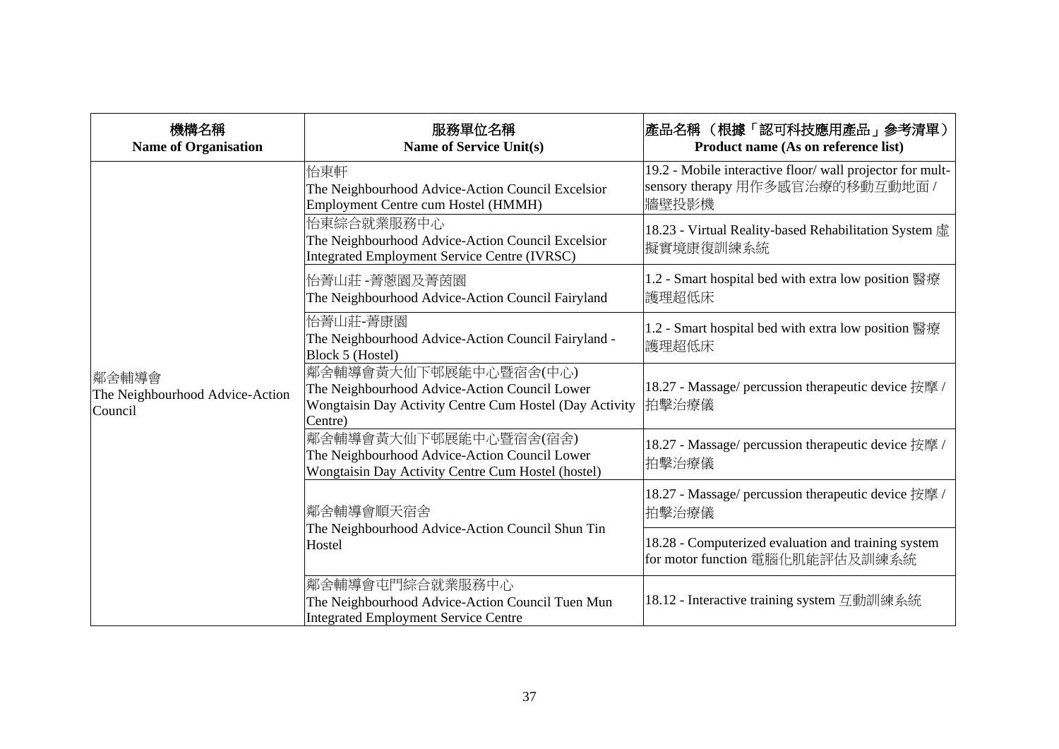| 機構名稱<br>**Name of Organisation** | 服務單位名稱<br>**Name of Service Unit(s)** | 產品名稱 （根據「認可科技應用產品」參考清單）<br>**Product name (As on reference list)** |
|---|---|---|
| 鄰舍輔導會<br>The Neighbourhood Advice-Action Council | 怡東軒<br>The Neighbourhood Advice-Action Council Excelsior Employment Centre cum Hostel (HMMH) | 19.2 - Mobile interactive floor/ wall projector for mult-sensory therapy 用作多感官治療的移動互動地面 / 牆壁投影機 |
| | 怡東綜合就業服務中心<br>The Neighbourhood Advice-Action Council Excelsior Integrated Employment Service Centre (IVRSC) | 18.23 - Virtual Reality-based Rehabilitation System 虛擬實境康復訓練系統 |
| | 怡菁山莊 -菁蕙園及菁茵園<br>The Neighbourhood Advice-Action Council Fairyland | 1.2 - Smart hospital bed with extra low position 醫療護理超低床 |
| | 怡菁山莊-菁康園<br>The Neighbourhood Advice-Action Council Fairyland - Block 5 (Hostel) | 1.2 - Smart hospital bed with extra low position 醫療護理超低床 |
| | 鄰舍輔導會黃大仙下邨展能中心暨宿舍(中心)<br>The Neighbourhood Advice-Action Council Lower Wongtaisin Day Activity Centre Cum Hostel (Day Activity Centre) | 18.27 - Massage/ percussion therapeutic device 按摩 / 拍擊治療儀 |
| | 鄰舍輔導會黃大仙下邨展能中心暨宿舍(宿舍)<br>The Neighbourhood Advice-Action Council Lower Wongtaisin Day Activity Centre Cum Hostel (hostel) | 18.27 - Massage/ percussion therapeutic device 按摩 / 拍擊治療儀 |
| | 鄰舍輔導會順天宿舍<br>The Neighbourhood Advice-Action Council Shun Tin Hostel | 18.27 - Massage/ percussion therapeutic device 按摩 / 拍擊治療儀 |
| | | 18.28 - Computerized evaluation and training system for motor function 電腦化肌能評估及訓練系統 |
| | 鄰舍輔導會屯門綜合就業服務中心<br>The Neighbourhood Advice-Action Council Tuen Mun Integrated Employment Service Centre | 18.12 - Interactive training system 互動訓練系統 |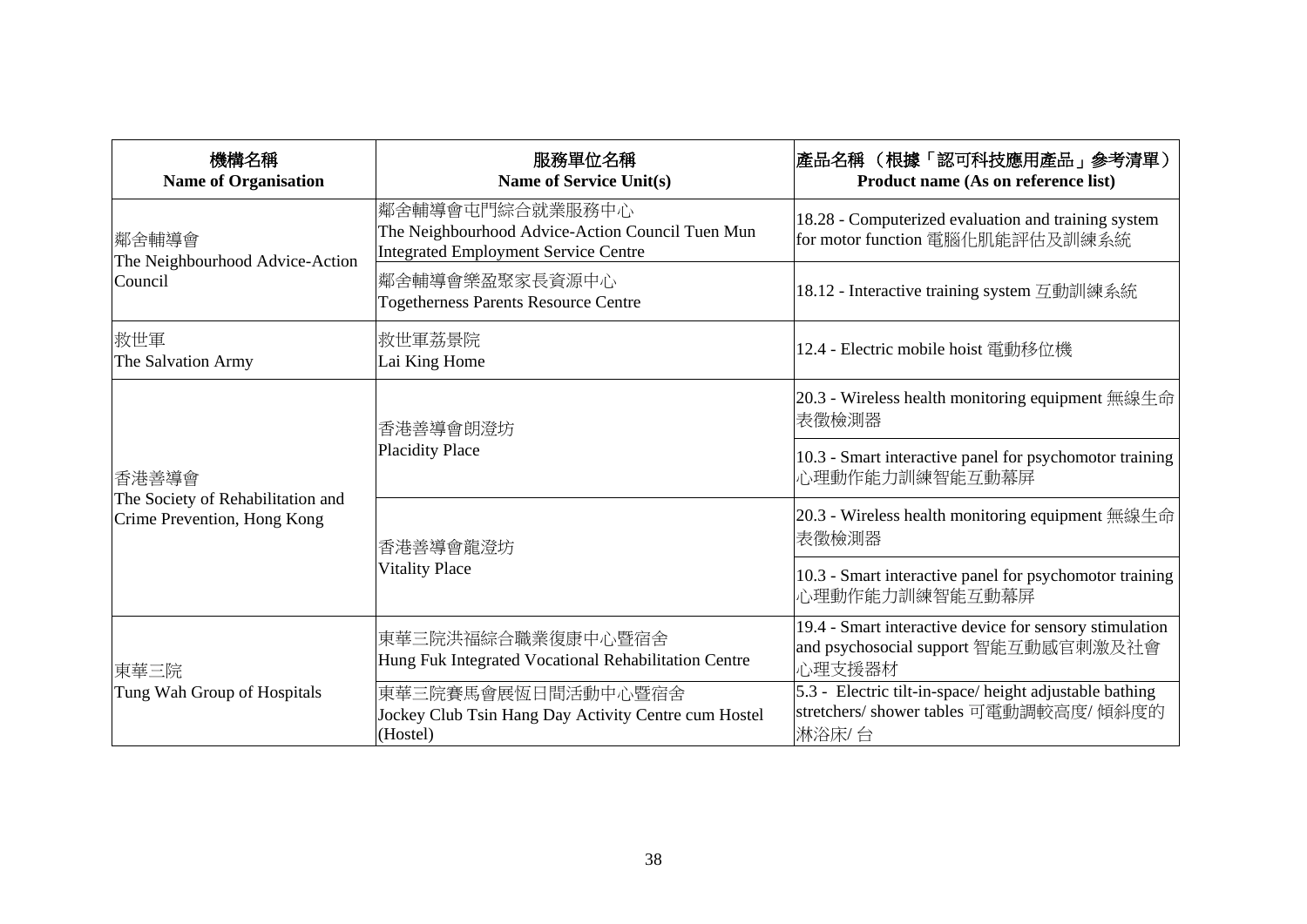| 機構名稱<br>**Name of Organisation** | 服務單位名稱<br>**Name of Service Unit(s)** | 產品名稱 （根據「認可科技應用產品」參考清單）<br>**Product name (As on reference list)** |
|---|---|---|
| 鄰舍輔導會<br>The Neighbourhood Advice-Action Council | 鄰舍輔導會屯門綜合就業服務中心<br>The Neighbourhood Advice-Action Council Tuen Mun Integrated Employment Service Centre | 18.28 - Computerized evaluation and training system for motor function 電腦化肌能評估及訓練系統 |
| | 鄰舍輔導會樂盈聚家長資源中心<br>Togetherness Parents Resource Centre | 18.12 - Interactive training system 互動訓練系統 |
| 救世軍<br>The Salvation Army | 救世軍荔景院<br>Lai King Home | 12.4 - Electric mobile hoist 電動移位機 |
| 香港善導會<br>The Society of Rehabilitation and Crime Prevention, Hong Kong | 香港善導會朗澄坊<br>Placidity Place | 20.3 - Wireless health monitoring equipment 無線生命表徵檢測器 |
| | | 10.3 - Smart interactive panel for psychomotor training 心理動作能力訓練智能互動幕屏 |
| | 香港善導會龍澄坊<br>Vitality Place | 20.3 - Wireless health monitoring equipment 無線生命表徵檢測器 |
| | | 10.3 - Smart interactive panel for psychomotor training 心理動作能力訓練智能互動幕屏 |
| 東華三院<br>Tung Wah Group of Hospitals | 東華三院洪福綜合職業復康中心暨宿舍<br>Hung Fuk Integrated Vocational Rehabilitation Centre | 19.4 - Smart interactive device for sensory stimulation and psychosocial support 智能互動感官刺激及社會心理支援器材 |
| | 東華三院賽馬會展恆日間活動中心暨宿舍<br>Jockey Club Tsin Hang Day Activity Centre cum Hostel (Hostel) | 5.3 - Electric tilt-in-space/ height adjustable bathing stretchers/ shower tables 可電動調較高度/ 傾斜度的淋浴床/ 台 |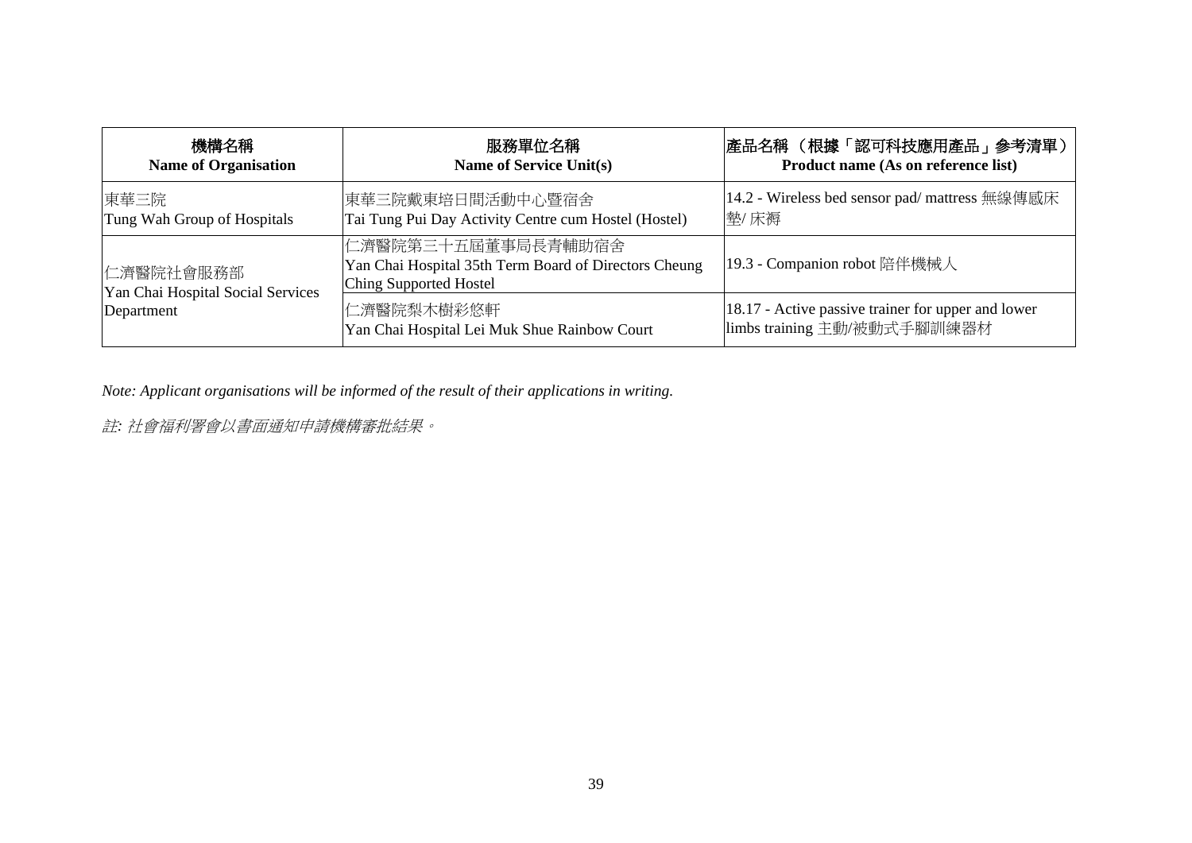| 機構名稱<br>**Name of Organisation** | 服務單位名稱<br>**Name of Service Unit(s)** | 產品名稱（根據「認可科技應用產品」參考清單）<br>**Product name (As on reference list)** |
|---|---|---|
| 東華三院<br>Tung Wah Group of Hospitals | 東華三院戴東培日間活動中心暨宿舍<br>Tai Tung Pui Day Activity Centre cum Hostel (Hostel) | 14.2 - Wireless bed sensor pad/ mattress 無線傳感床墊/ 床褥 |
| 仁濟醫院社會服務部<br>Yan Chai Hospital Social Services Department | 仁濟醫院第三十五屆董事局長青輔助宿舍<br>Yan Chai Hospital 35th Term Board of Directors Cheung Ching Supported Hostel | 19.3 - Companion robot 陪伴機械人 |
| | 仁濟醫院梨木樹彩悠軒<br>Yan Chai Hospital Lei Muk Shue Rainbow Court | 18.17 - Active passive trainer for upper and lower limbs training 主動/被動式手腳訓練器材 |

*Note: Applicant organisations will be informed of the result of their applications in writing.*

*註: 社會福利署會以書面通知申請機構審批結果。*